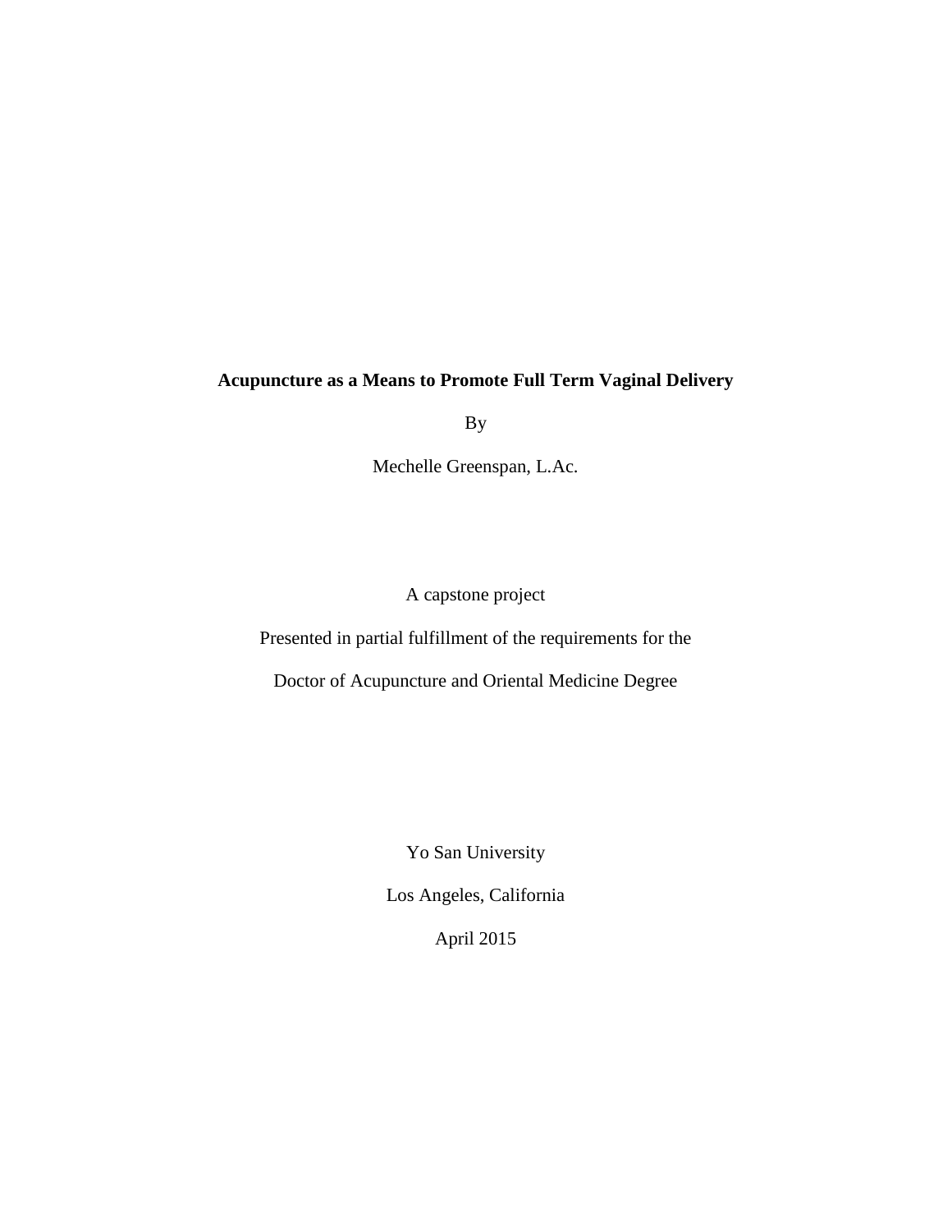# Acupuncture as a Means to Promote Full Term Vaginal Delivery

By

Mechelle Greenspan, L.Ac.

A capstone project

Presented in partial fulfillment of the requirements for the

Doctor of Acupuncture and Oriental Medicine Degree

Yo San University

Los Angeles, California

April 2015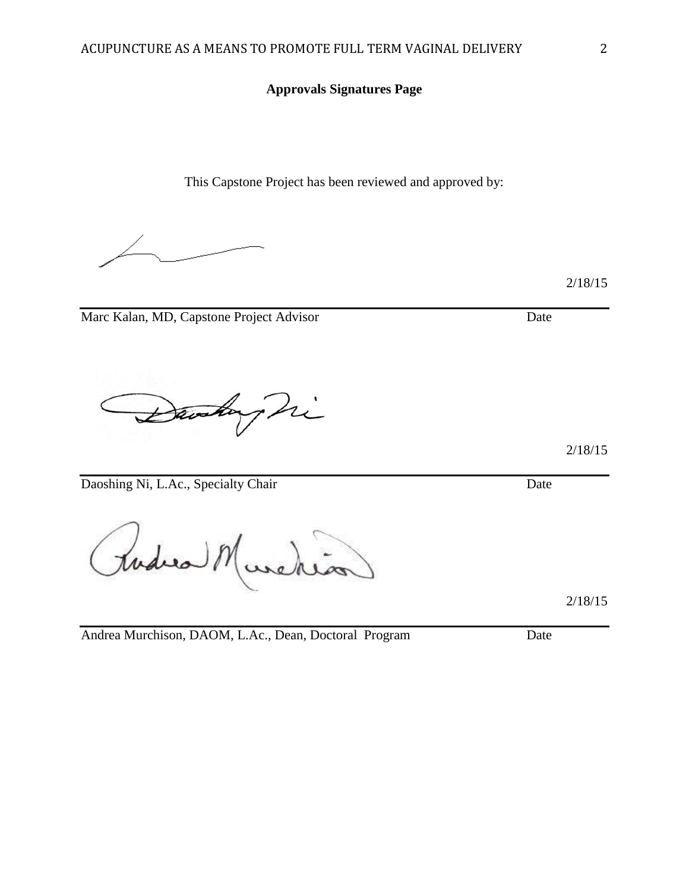**Approvals Signatures Page**

This Capstone Project has been reviewed and approved by:

2/18/15

Marc Kalan, MD, Capstone Project Advisor Date

2/18/15

Daoshing Ni, L.Ac., Specialty Chair Date

2/18/15

Andrea Murchison, DAOM, L.Ac., Dean, Doctoral Program Date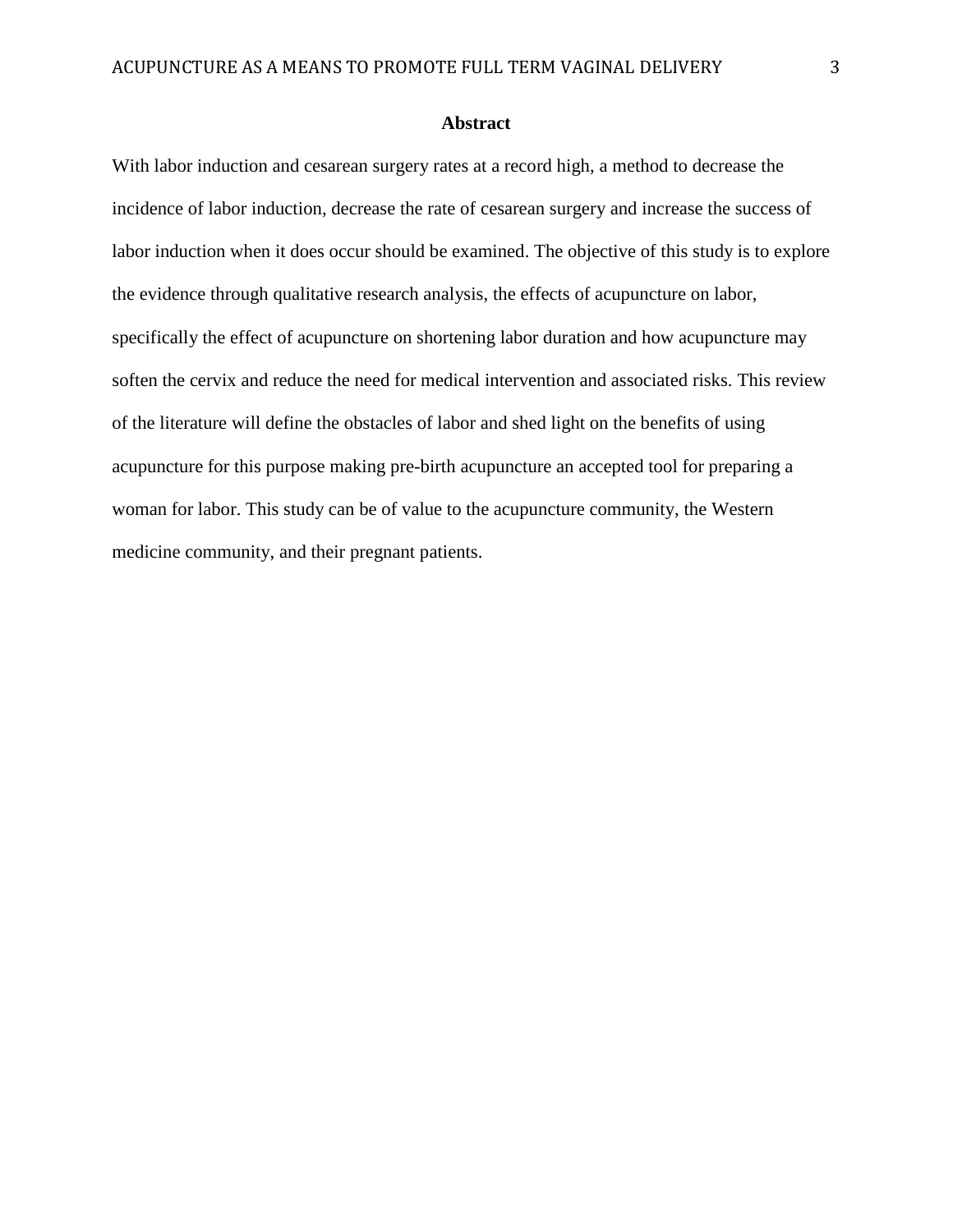# Abstract

With labor induction and cesarean surgery rates at a record high, a method to decrease the incidence of labor induction, decrease the rate of cesarean surgery and increase the success of labor induction when it does occur should be examined. The objective of this study is to explore the evidence through qualitative research analysis, the effects of acupuncture on labor, specifically the effect of acupuncture on shortening labor duration and how acupuncture may soften the cervix and reduce the need for medical intervention and associated risks. This review of the literature will define the obstacles of labor and shed light on the benefits of using acupuncture for this purpose making pre-birth acupuncture an accepted tool for preparing a woman for labor. This study can be of value to the acupuncture community, the Western medicine community, and their pregnant patients.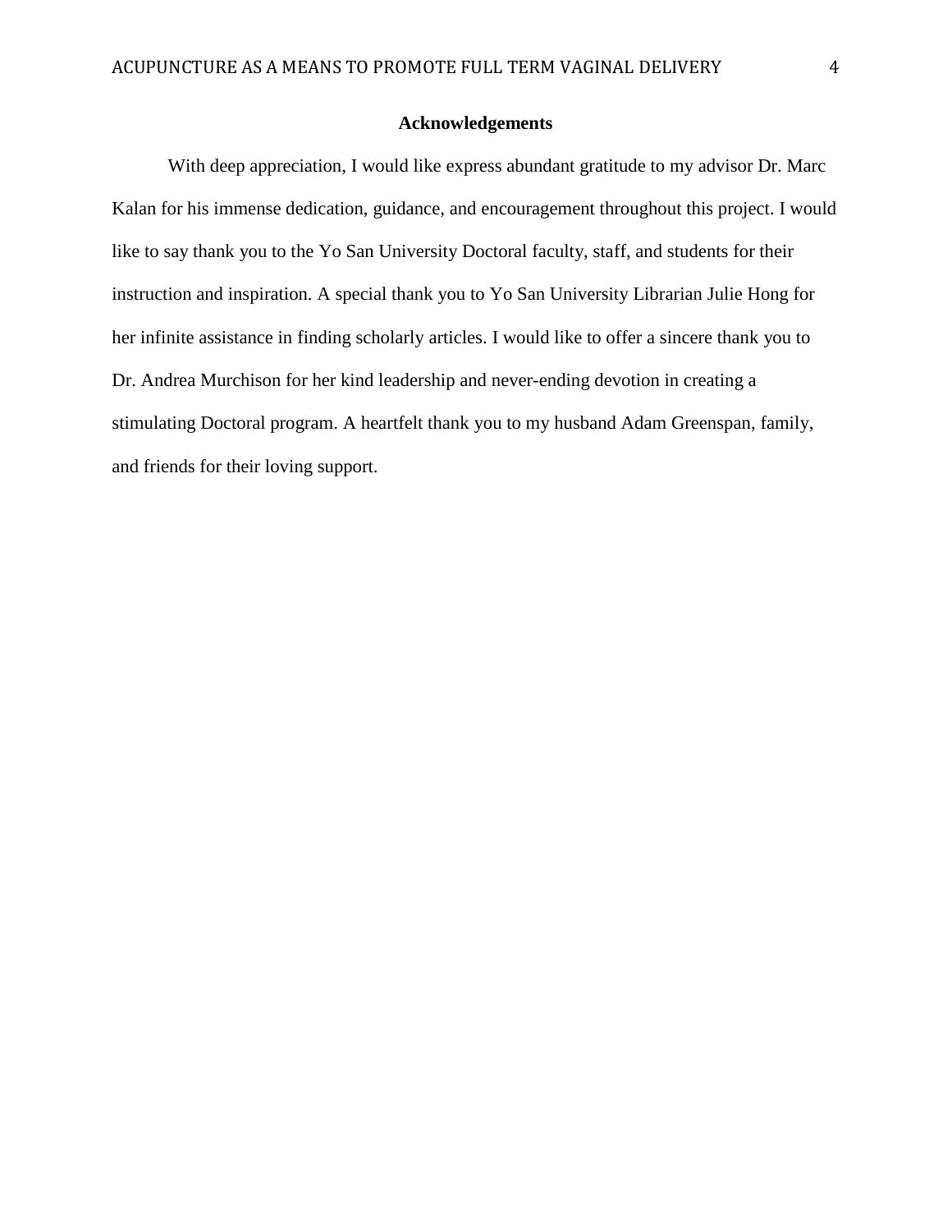## Acknowledgements

With deep appreciation, I would like express abundant gratitude to my advisor Dr. Marc Kalan for his immense dedication, guidance, and encouragement throughout this project. I would like to say thank you to the Yo San University Doctoral faculty, staff, and students for their instruction and inspiration. A special thank you to Yo San University Librarian Julie Hong for her infinite assistance in finding scholarly articles. I would like to offer a sincere thank you to Dr. Andrea Murchison for her kind leadership and never-ending devotion in creating a stimulating Doctoral program. A heartfelt thank you to my husband Adam Greenspan, family, and friends for their loving support.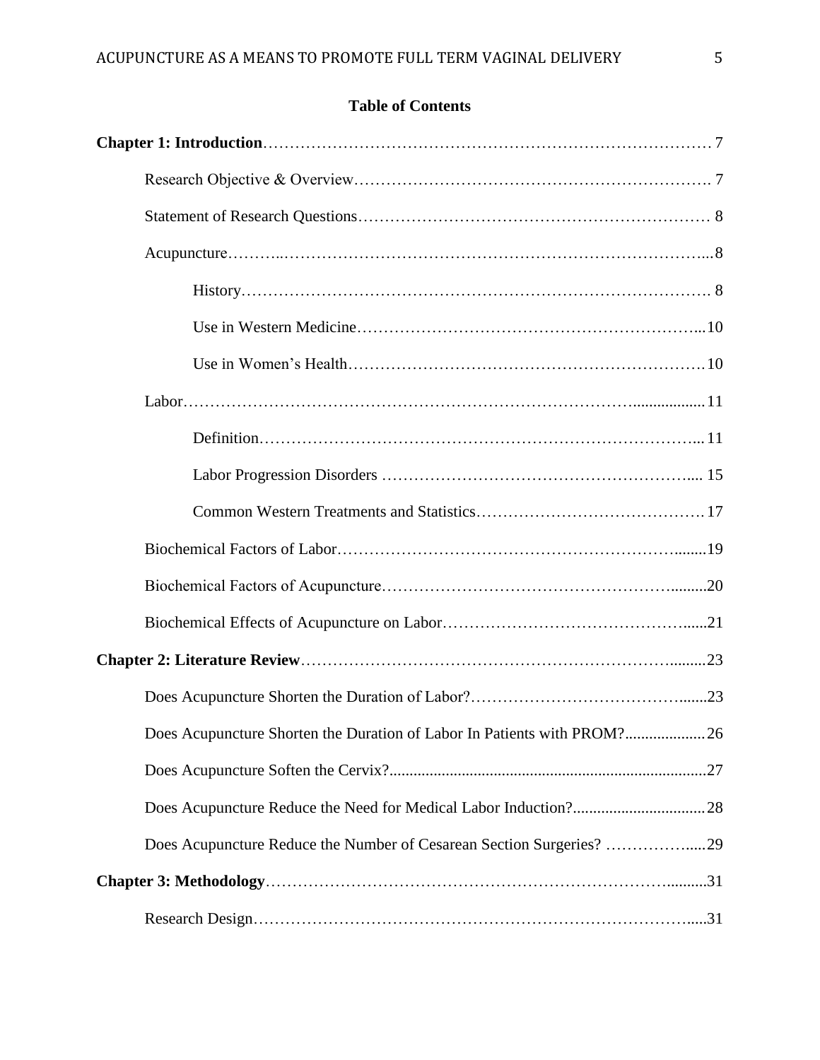**Table of Contents**

**Chapter 1: Introduction** ........ 7

- Research Objective & Overview ........ 7
- Statement of Research Questions ........ 8
- Acupuncture ........ 8
    - History ........ 8
    - Use in Western Medicine ........ 10
    - Use in Women's Health ........ 10
- Labor ........ 11
    - Definition ........ 11
    - Labor Progression Disorders ........ 15
    - Common Western Treatments and Statistics ........ 17
- Biochemical Factors of Labor ........ 19
- Biochemical Factors of Acupuncture ........ 20
- Biochemical Effects of Acupuncture on Labor ........ 21

**Chapter 2: Literature Review** ........ 23

- Does Acupuncture Shorten the Duration of Labor? ........ 23
- Does Acupuncture Shorten the Duration of Labor In Patients with PROM? ........ 26
- Does Acupuncture Soften the Cervix? ........ 27
- Does Acupuncture Reduce the Need for Medical Labor Induction? ........ 28
- Does Acupuncture Reduce the Number of Cesarean Section Surgeries? ........ 29

**Chapter 3: Methodology** ........ 31

- Research Design ........ 31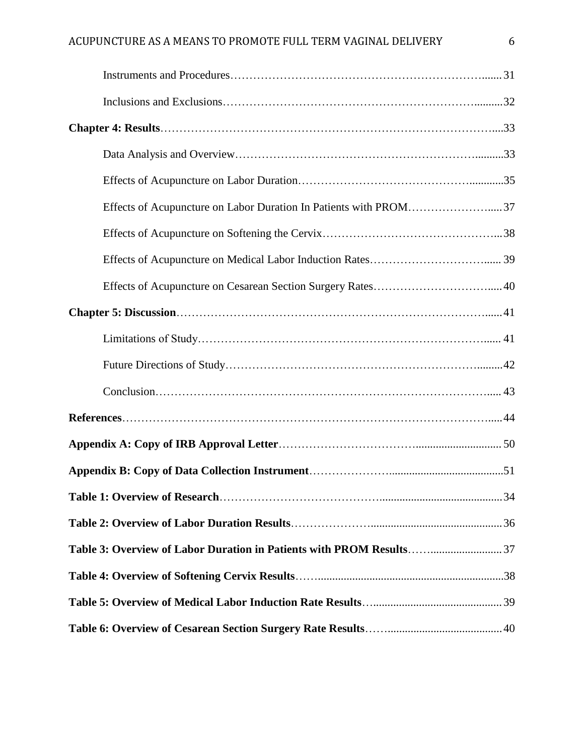Instruments and Procedures……………………………………………………………....... 31

Inclusions and Exclusions…………………………………………………………..........32

**Chapter 4: Results**…………………………………………………………………………....33

Data Analysis and Overview……………………………………………………….........33

Effects of Acupuncture on Labor Duration…………………………………….............35

Effects of Acupuncture on Labor Duration In Patients with PROM…………………..... 37

Effects of Acupuncture on Softening the Cervix………………………………………...38

Effects of Acupuncture on Medical Labor Induction Rates…………………………...... 39

Effects of Acupuncture on Cesarean Section Surgery Rates…………………………..... 40

**Chapter 5: Discussion**…………………………………………………………………...... 41

Limitations of Study………………………………………………………………...... 41

Future Directions of Study………………………………………………………….........42

Conclusion………………………………………………………………………….... 43

**References**……………………………………………………………………………….....44

**Appendix A: Copy of IRB Approval Letter**……………………………............................ 50

**Appendix B: Copy of Data Collection Instrument**………………….......................................51

**Table 1: Overview of Research**………………………………….......................................... 34

**Table 2: Overview of Labor Duration Results**………………….............................................. 36

**Table 3: Overview of Labor Duration in Patients with PROM Results**……......................... 37

**Table 4: Overview of Softening Cervix Results**……..................................................................38

**Table 5: Overview of Medical Labor Induction Rate Results**…............................................. 39

**Table 6: Overview of Cesarean Section Surgery Rate Results**……...................................... 40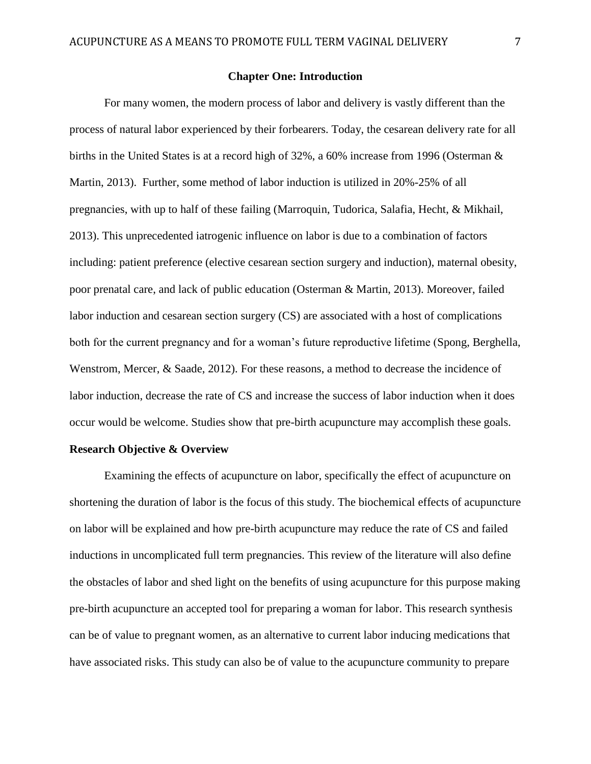## Chapter One: Introduction

For many women, the modern process of labor and delivery is vastly different than the process of natural labor experienced by their forbearers. Today, the cesarean delivery rate for all births in the United States is at a record high of 32%, a 60% increase from 1996 (Osterman & Martin, 2013). Further, some method of labor induction is utilized in 20%-25% of all pregnancies, with up to half of these failing (Marroquin, Tudorica, Salafia, Hecht, & Mikhail, 2013). This unprecedented iatrogenic influence on labor is due to a combination of factors including: patient preference (elective cesarean section surgery and induction), maternal obesity, poor prenatal care, and lack of public education (Osterman & Martin, 2013). Moreover, failed labor induction and cesarean section surgery (CS) are associated with a host of complications both for the current pregnancy and for a woman's future reproductive lifetime (Spong, Berghella, Wenstrom, Mercer, & Saade, 2012). For these reasons, a method to decrease the incidence of labor induction, decrease the rate of CS and increase the success of labor induction when it does occur would be welcome. Studies show that pre-birth acupuncture may accomplish these goals.

### Research Objective & Overview

Examining the effects of acupuncture on labor, specifically the effect of acupuncture on shortening the duration of labor is the focus of this study. The biochemical effects of acupuncture on labor will be explained and how pre-birth acupuncture may reduce the rate of CS and failed inductions in uncomplicated full term pregnancies. This review of the literature will also define the obstacles of labor and shed light on the benefits of using acupuncture for this purpose making pre-birth acupuncture an accepted tool for preparing a woman for labor. This research synthesis can be of value to pregnant women, as an alternative to current labor inducing medications that have associated risks. This study can also be of value to the acupuncture community to prepare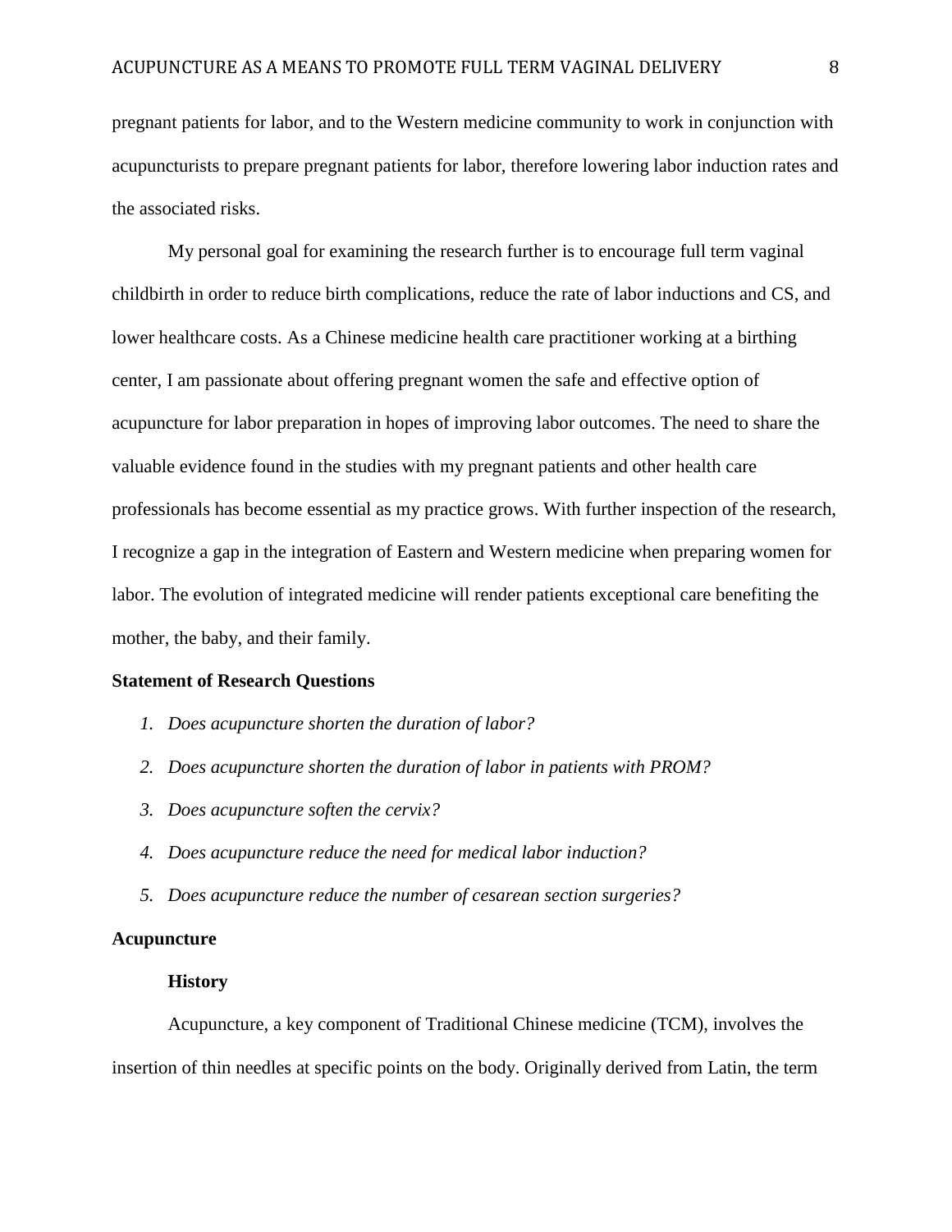pregnant patients for labor, and to the Western medicine community to work in conjunction with acupuncturists to prepare pregnant patients for labor, therefore lowering labor induction rates and the associated risks.

My personal goal for examining the research further is to encourage full term vaginal childbirth in order to reduce birth complications, reduce the rate of labor inductions and CS, and lower healthcare costs. As a Chinese medicine health care practitioner working at a birthing center, I am passionate about offering pregnant women the safe and effective option of acupuncture for labor preparation in hopes of improving labor outcomes. The need to share the valuable evidence found in the studies with my pregnant patients and other health care professionals has become essential as my practice grows. With further inspection of the research, I recognize a gap in the integration of Eastern and Western medicine when preparing women for labor. The evolution of integrated medicine will render patients exceptional care benefiting the mother, the baby, and their family.

## Statement of Research Questions

1. *Does acupuncture shorten the duration of labor?*
2. *Does acupuncture shorten the duration of labor in patients with PROM?*
3. *Does acupuncture soften the cervix?*
4. *Does acupuncture reduce the need for medical labor induction?*
5. *Does acupuncture reduce the number of cesarean section surgeries?*

## Acupuncture

### History

Acupuncture, a key component of Traditional Chinese medicine (TCM), involves the insertion of thin needles at specific points on the body. Originally derived from Latin, the term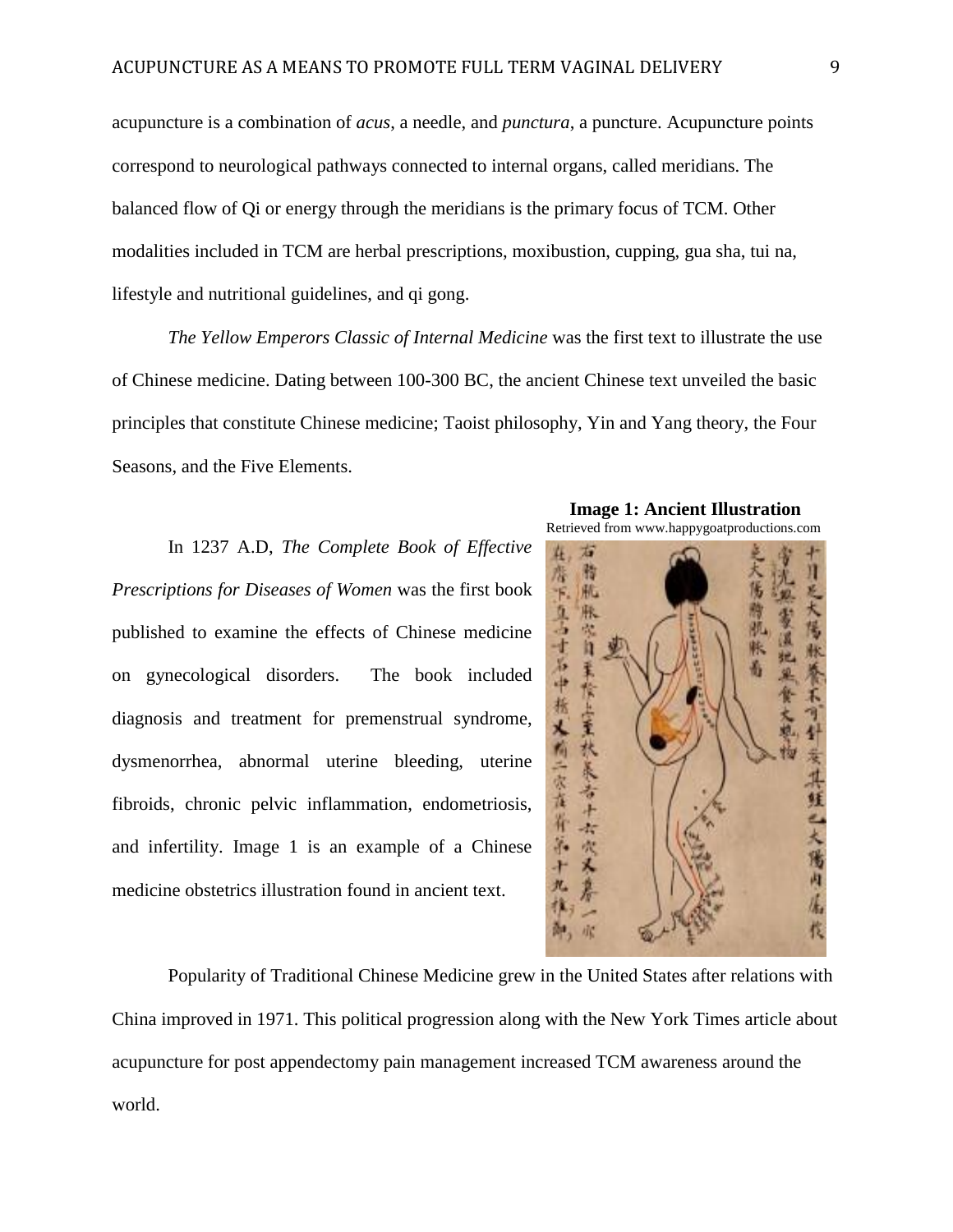acupuncture is a combination of *acus*, a needle, and *punctura*, a puncture. Acupuncture points correspond to neurological pathways connected to internal organs, called meridians. The balanced flow of Qi or energy through the meridians is the primary focus of TCM. Other modalities included in TCM are herbal prescriptions, moxibustion, cupping, gua sha, tui na, lifestyle and nutritional guidelines, and qi gong.

*The Yellow Emperors Classic of Internal Medicine* was the first text to illustrate the use of Chinese medicine. Dating between 100-300 BC, the ancient Chinese text unveiled the basic principles that constitute Chinese medicine; Taoist philosophy, Yin and Yang theory, the Four Seasons, and the Five Elements.

In 1237 A.D, *The Complete Book of Effective Prescriptions for Diseases of Women* was the first book published to examine the effects of Chinese medicine on gynecological disorders. The book included diagnosis and treatment for premenstrual syndrome, dysmenorrhea, abnormal uterine bleeding, uterine fibroids, chronic pelvic inflammation, endometriosis, and infertility. Image 1 is an example of a Chinese medicine obstetrics illustration found in ancient text.

**Image 1: Ancient Illustration**
Retrieved from www.happygoatproductions.com

Popularity of Traditional Chinese Medicine grew in the United States after relations with China improved in 1971. This political progression along with the New York Times article about acupuncture for post appendectomy pain management increased TCM awareness around the world.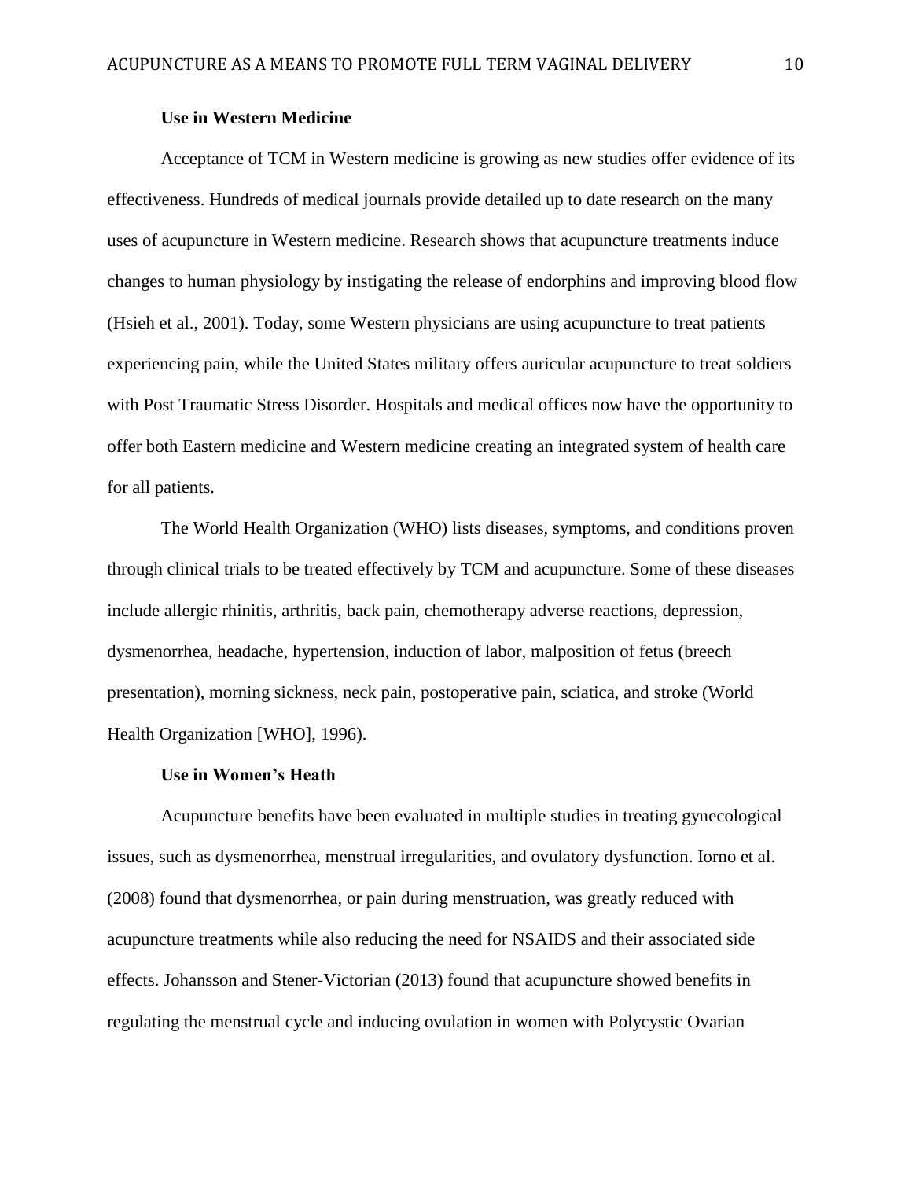### Use in Western Medicine

Acceptance of TCM in Western medicine is growing as new studies offer evidence of its effectiveness. Hundreds of medical journals provide detailed up to date research on the many uses of acupuncture in Western medicine. Research shows that acupuncture treatments induce changes to human physiology by instigating the release of endorphins and improving blood flow (Hsieh et al., 2001). Today, some Western physicians are using acupuncture to treat patients experiencing pain, while the United States military offers auricular acupuncture to treat soldiers with Post Traumatic Stress Disorder. Hospitals and medical offices now have the opportunity to offer both Eastern medicine and Western medicine creating an integrated system of health care for all patients.

The World Health Organization (WHO) lists diseases, symptoms, and conditions proven through clinical trials to be treated effectively by TCM and acupuncture. Some of these diseases include allergic rhinitis, arthritis, back pain, chemotherapy adverse reactions, depression, dysmenorrhea, headache, hypertension, induction of labor, malposition of fetus (breech presentation), morning sickness, neck pain, postoperative pain, sciatica, and stroke (World Health Organization [WHO], 1996).

### Use in Women's Heath

Acupuncture benefits have been evaluated in multiple studies in treating gynecological issues, such as dysmenorrhea, menstrual irregularities, and ovulatory dysfunction. Iorno et al. (2008) found that dysmenorrhea, or pain during menstruation, was greatly reduced with acupuncture treatments while also reducing the need for NSAIDS and their associated side effects. Johansson and Stener-Victorian (2013) found that acupuncture showed benefits in regulating the menstrual cycle and inducing ovulation in women with Polycystic Ovarian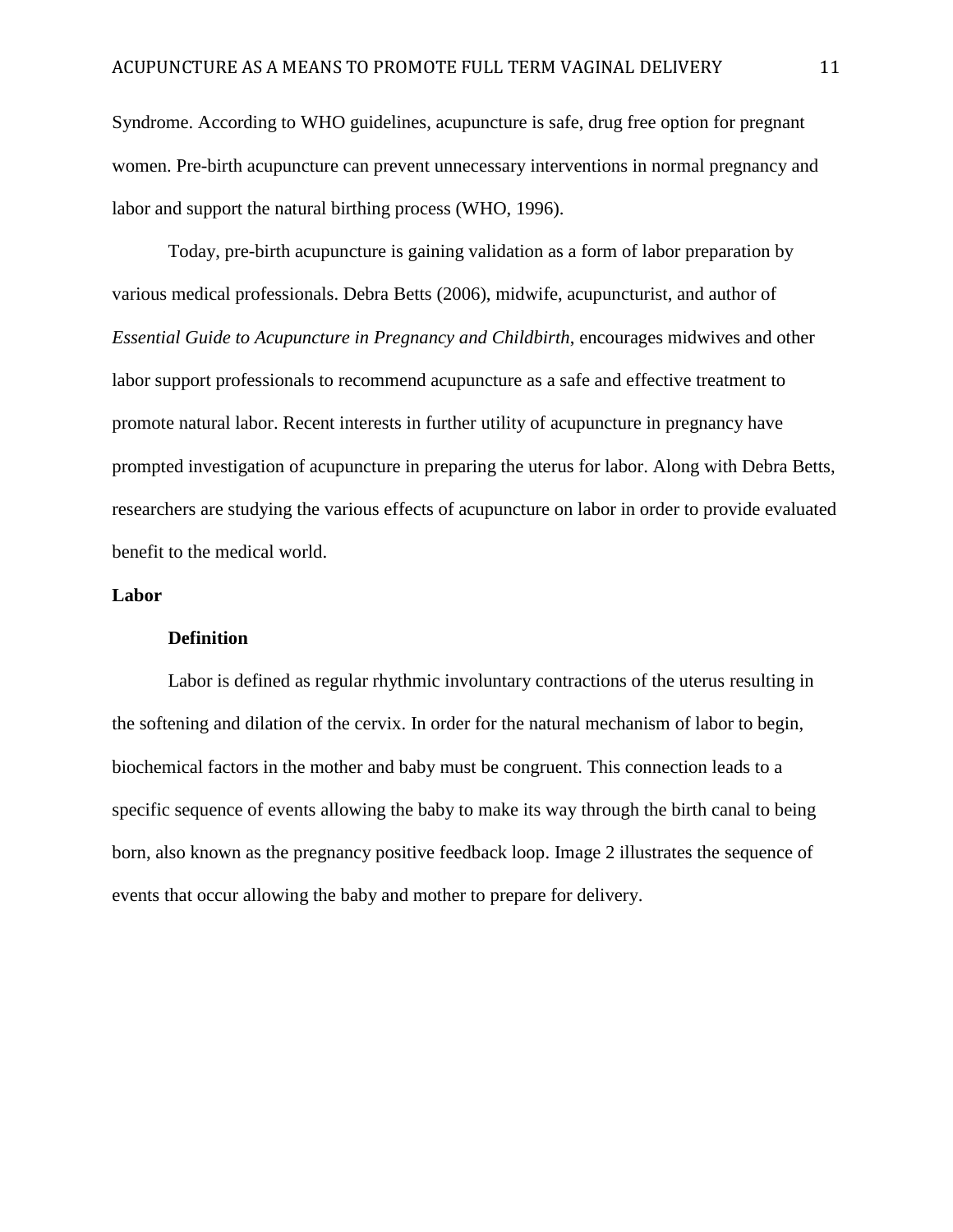Syndrome. According to WHO guidelines, acupuncture is safe, drug free option for pregnant women. Pre-birth acupuncture can prevent unnecessary interventions in normal pregnancy and labor and support the natural birthing process (WHO, 1996).

Today, pre-birth acupuncture is gaining validation as a form of labor preparation by various medical professionals. Debra Betts (2006), midwife, acupuncturist, and author of *Essential Guide to Acupuncture in Pregnancy and Childbirth*, encourages midwives and other labor support professionals to recommend acupuncture as a safe and effective treatment to promote natural labor. Recent interests in further utility of acupuncture in pregnancy have prompted investigation of acupuncture in preparing the uterus for labor. Along with Debra Betts, researchers are studying the various effects of acupuncture on labor in order to provide evaluated benefit to the medical world.

## Labor

### Definition

Labor is defined as regular rhythmic involuntary contractions of the uterus resulting in the softening and dilation of the cervix. In order for the natural mechanism of labor to begin, biochemical factors in the mother and baby must be congruent. This connection leads to a specific sequence of events allowing the baby to make its way through the birth canal to being born, also known as the pregnancy positive feedback loop. Image 2 illustrates the sequence of events that occur allowing the baby and mother to prepare for delivery.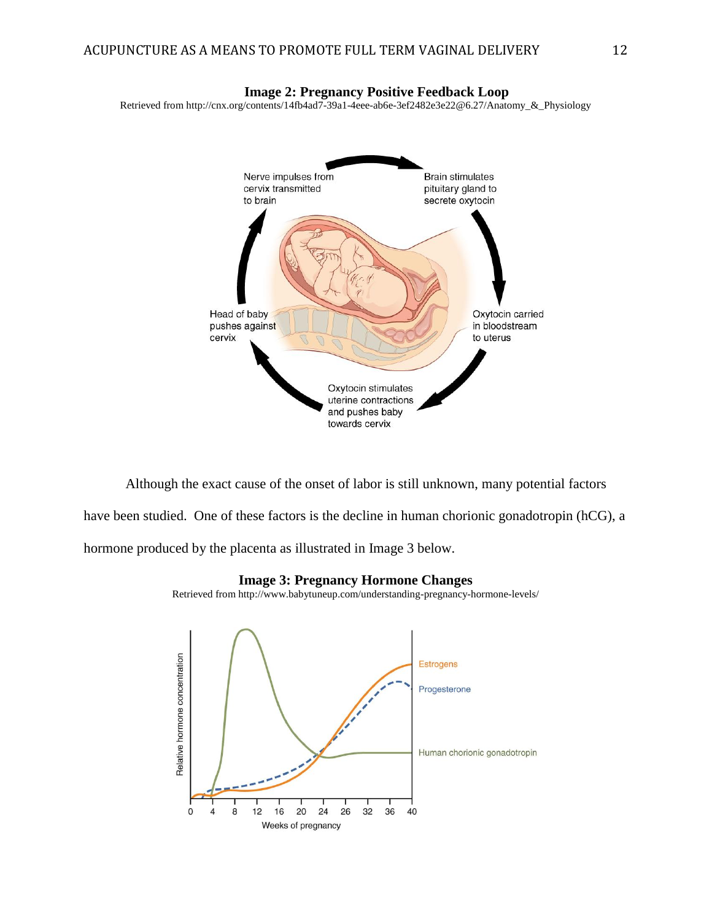**Image 2: Pregnancy Positive Feedback Loop**

Retrieved from http://cnx.org/contents/14fb4ad7-39a1-4eee-ab6e-3ef2482e3e22@6.27/Anatomy_&_Physiology

Although the exact cause of the onset of labor is still unknown, many potential factors have been studied. One of these factors is the decline in human chorionic gonadotropin (hCG), a hormone produced by the placenta as illustrated in Image 3 below.

**Image 3: Pregnancy Hormone Changes**

Retrieved from http://www.babytuneup.com/understanding-pregnancy-hormone-levels/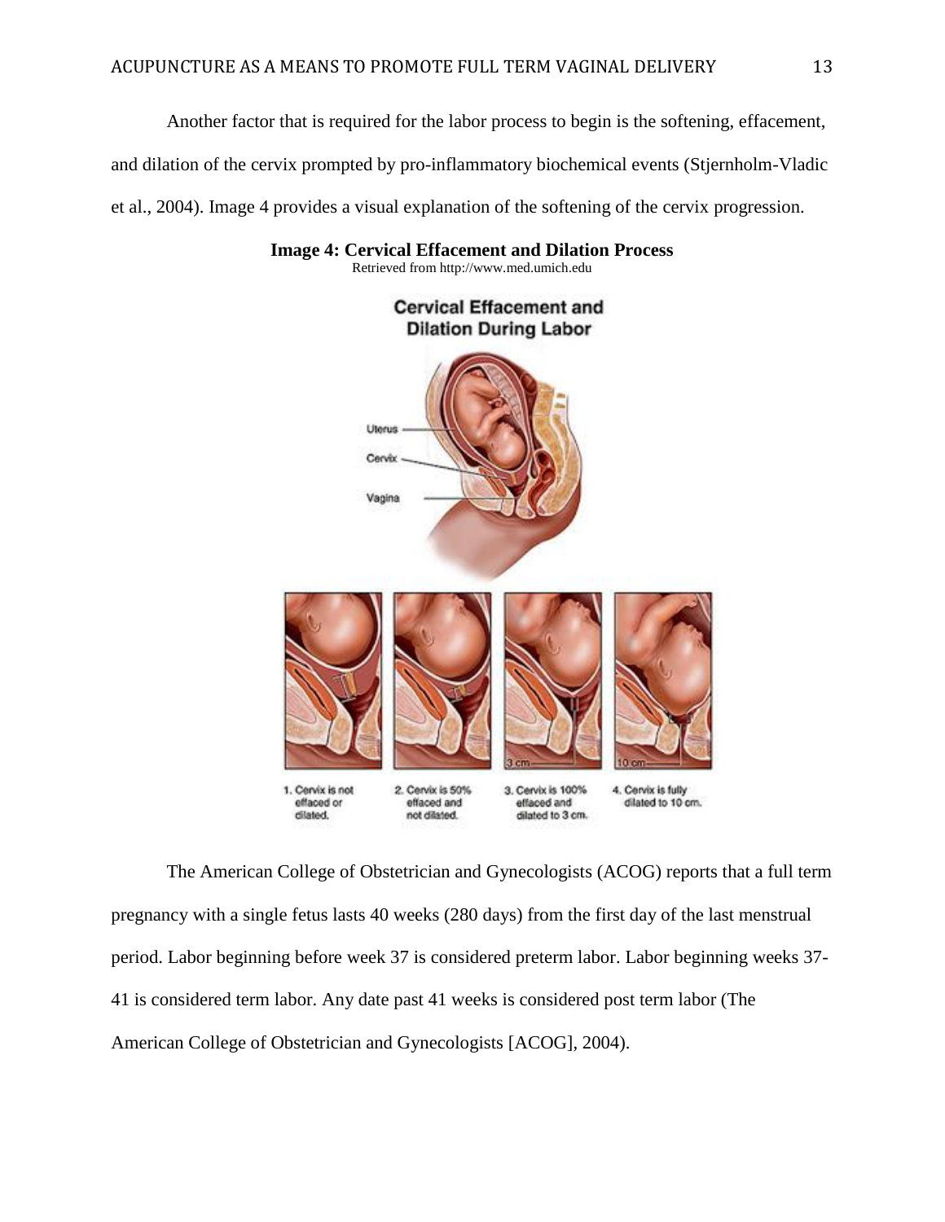Another factor that is required for the labor process to begin is the softening, effacement, and dilation of the cervix prompted by pro-inflammatory biochemical events (Stjernholm-Vladic et al., 2004). Image 4 provides a visual explanation of the softening of the cervix progression.

**Image 4: Cervical Effacement and Dilation Process**

Retrieved from http://www.med.umich.edu

The American College of Obstetrician and Gynecologists (ACOG) reports that a full term pregnancy with a single fetus lasts 40 weeks (280 days) from the first day of the last menstrual period. Labor beginning before week 37 is considered preterm labor. Labor beginning weeks 37-41 is considered term labor. Any date past 41 weeks is considered post term labor (The American College of Obstetrician and Gynecologists [ACOG], 2004).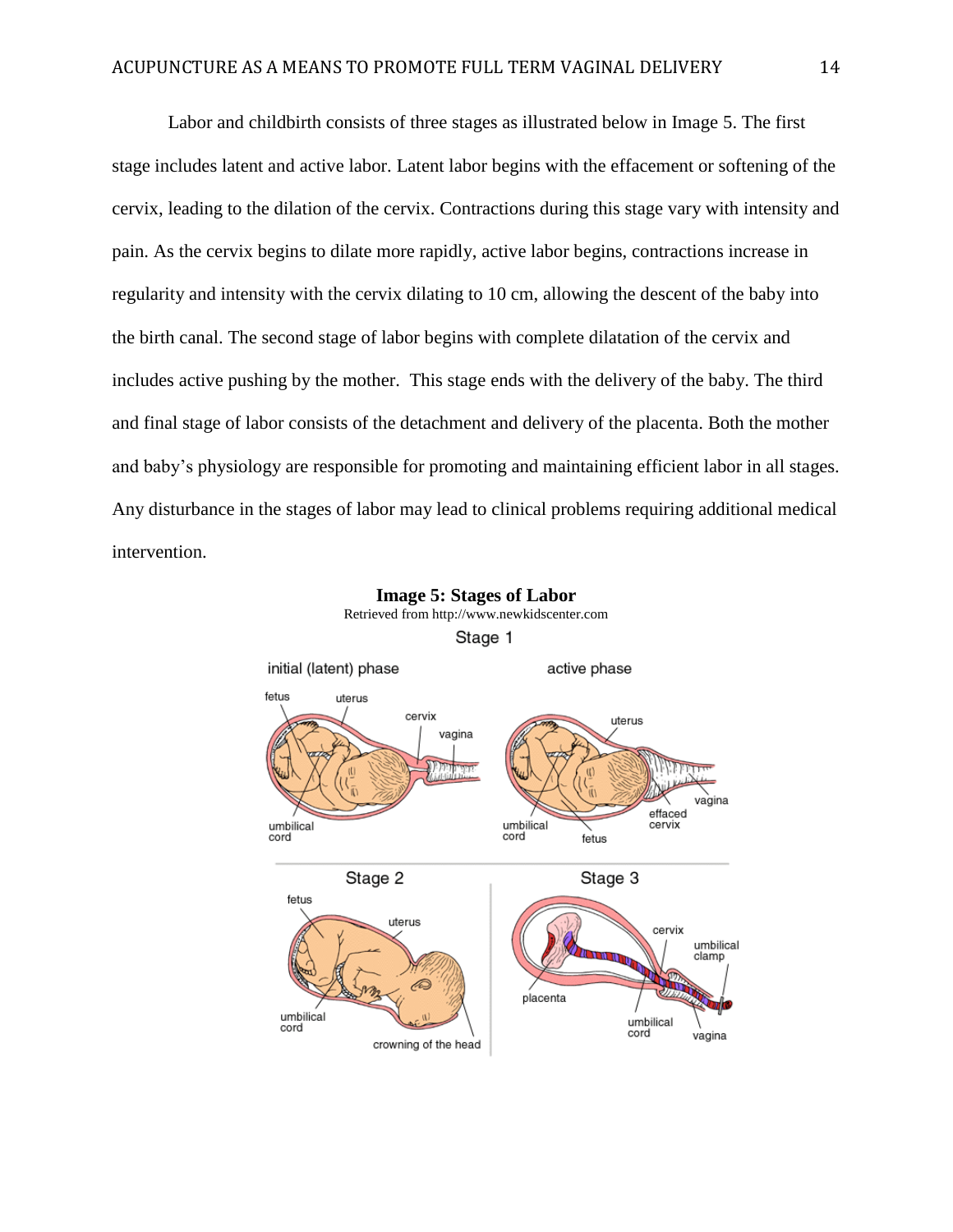Labor and childbirth consists of three stages as illustrated below in Image 5. The first stage includes latent and active labor. Latent labor begins with the effacement or softening of the cervix, leading to the dilation of the cervix. Contractions during this stage vary with intensity and pain. As the cervix begins to dilate more rapidly, active labor begins, contractions increase in regularity and intensity with the cervix dilating to 10 cm, allowing the descent of the baby into the birth canal. The second stage of labor begins with complete dilatation of the cervix and includes active pushing by the mother. This stage ends with the delivery of the baby. The third and final stage of labor consists of the detachment and delivery of the placenta. Both the mother and baby's physiology are responsible for promoting and maintaining efficient labor in all stages. Any disturbance in the stages of labor may lead to clinical problems requiring additional medical intervention.

**Image 5: Stages of Labor**

Retrieved from http://www.newkidscenter.com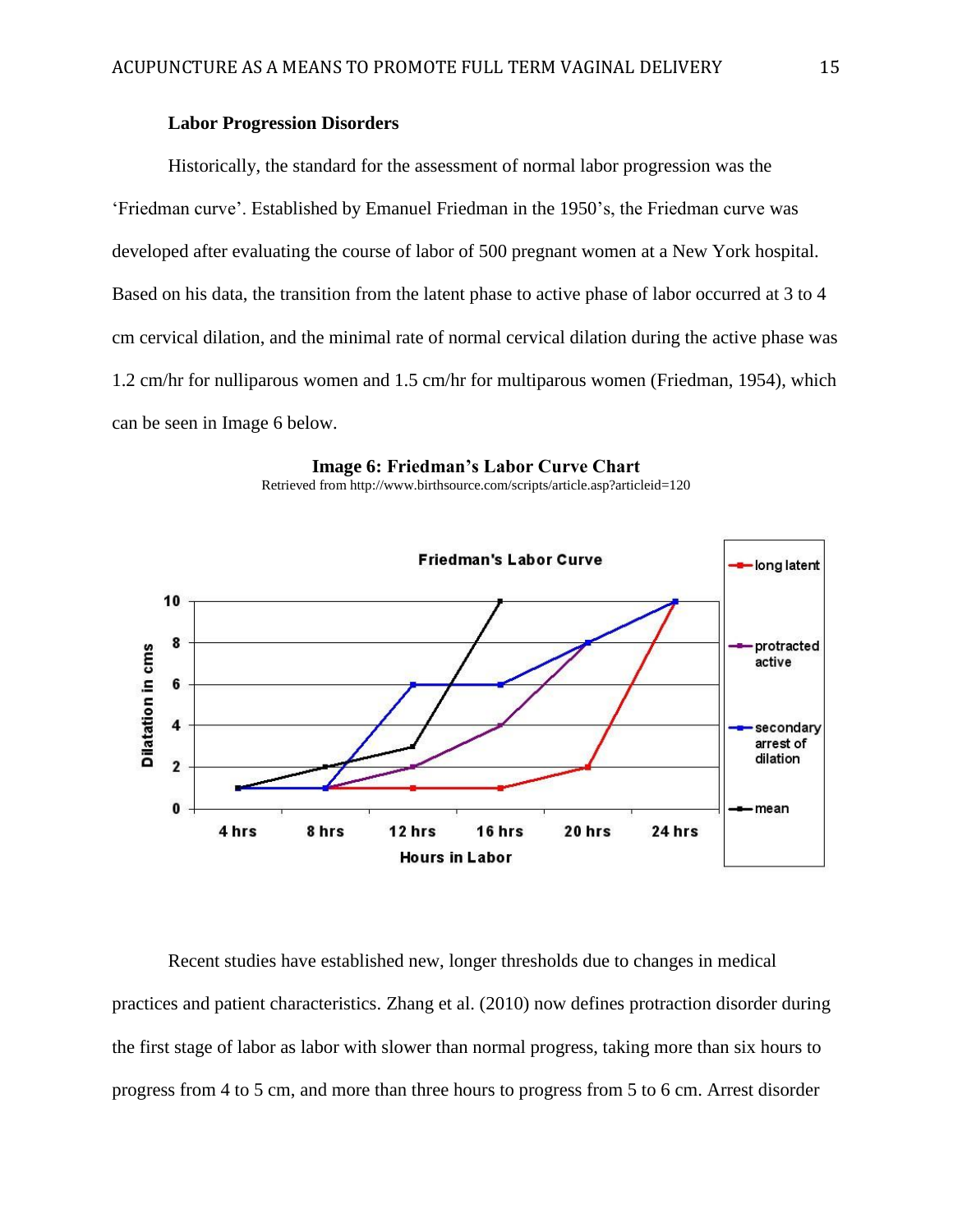**Labor Progression Disorders**

Historically, the standard for the assessment of normal labor progression was the 'Friedman curve'. Established by Emanuel Friedman in the 1950's, the Friedman curve was developed after evaluating the course of labor of 500 pregnant women at a New York hospital. Based on his data, the transition from the latent phase to active phase of labor occurred at 3 to 4 cm cervical dilation, and the minimal rate of normal cervical dilation during the active phase was 1.2 cm/hr for nulliparous women and 1.5 cm/hr for multiparous women (Friedman, 1954), which can be seen in Image 6 below.

**Image 6: Friedman's Labor Curve Chart**

Retrieved from http://www.birthsource.com/scripts/article.asp?articleid=120

Recent studies have established new, longer thresholds due to changes in medical practices and patient characteristics. Zhang et al. (2010) now defines protraction disorder during the first stage of labor as labor with slower than normal progress, taking more than six hours to progress from 4 to 5 cm, and more than three hours to progress from 5 to 6 cm. Arrest disorder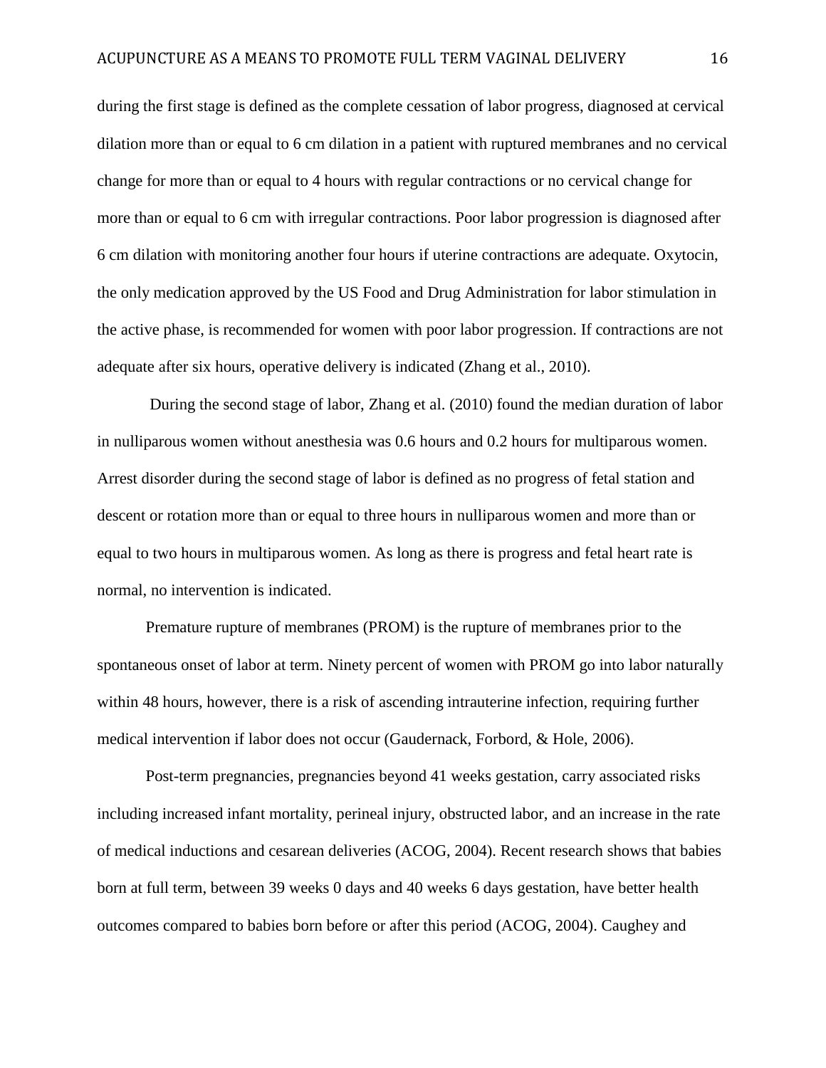during the first stage is defined as the complete cessation of labor progress, diagnosed at cervical dilation more than or equal to 6 cm dilation in a patient with ruptured membranes and no cervical change for more than or equal to 4 hours with regular contractions or no cervical change for more than or equal to 6 cm with irregular contractions. Poor labor progression is diagnosed after 6 cm dilation with monitoring another four hours if uterine contractions are adequate. Oxytocin, the only medication approved by the US Food and Drug Administration for labor stimulation in the active phase, is recommended for women with poor labor progression. If contractions are not adequate after six hours, operative delivery is indicated (Zhang et al., 2010).

During the second stage of labor, Zhang et al. (2010) found the median duration of labor in nulliparous women without anesthesia was 0.6 hours and 0.2 hours for multiparous women. Arrest disorder during the second stage of labor is defined as no progress of fetal station and descent or rotation more than or equal to three hours in nulliparous women and more than or equal to two hours in multiparous women. As long as there is progress and fetal heart rate is normal, no intervention is indicated.

Premature rupture of membranes (PROM) is the rupture of membranes prior to the spontaneous onset of labor at term. Ninety percent of women with PROM go into labor naturally within 48 hours, however, there is a risk of ascending intrauterine infection, requiring further medical intervention if labor does not occur (Gaudernack, Forbord, & Hole, 2006).

Post-term pregnancies, pregnancies beyond 41 weeks gestation, carry associated risks including increased infant mortality, perineal injury, obstructed labor, and an increase in the rate of medical inductions and cesarean deliveries (ACOG, 2004). Recent research shows that babies born at full term, between 39 weeks 0 days and 40 weeks 6 days gestation, have better health outcomes compared to babies born before or after this period (ACOG, 2004). Caughey and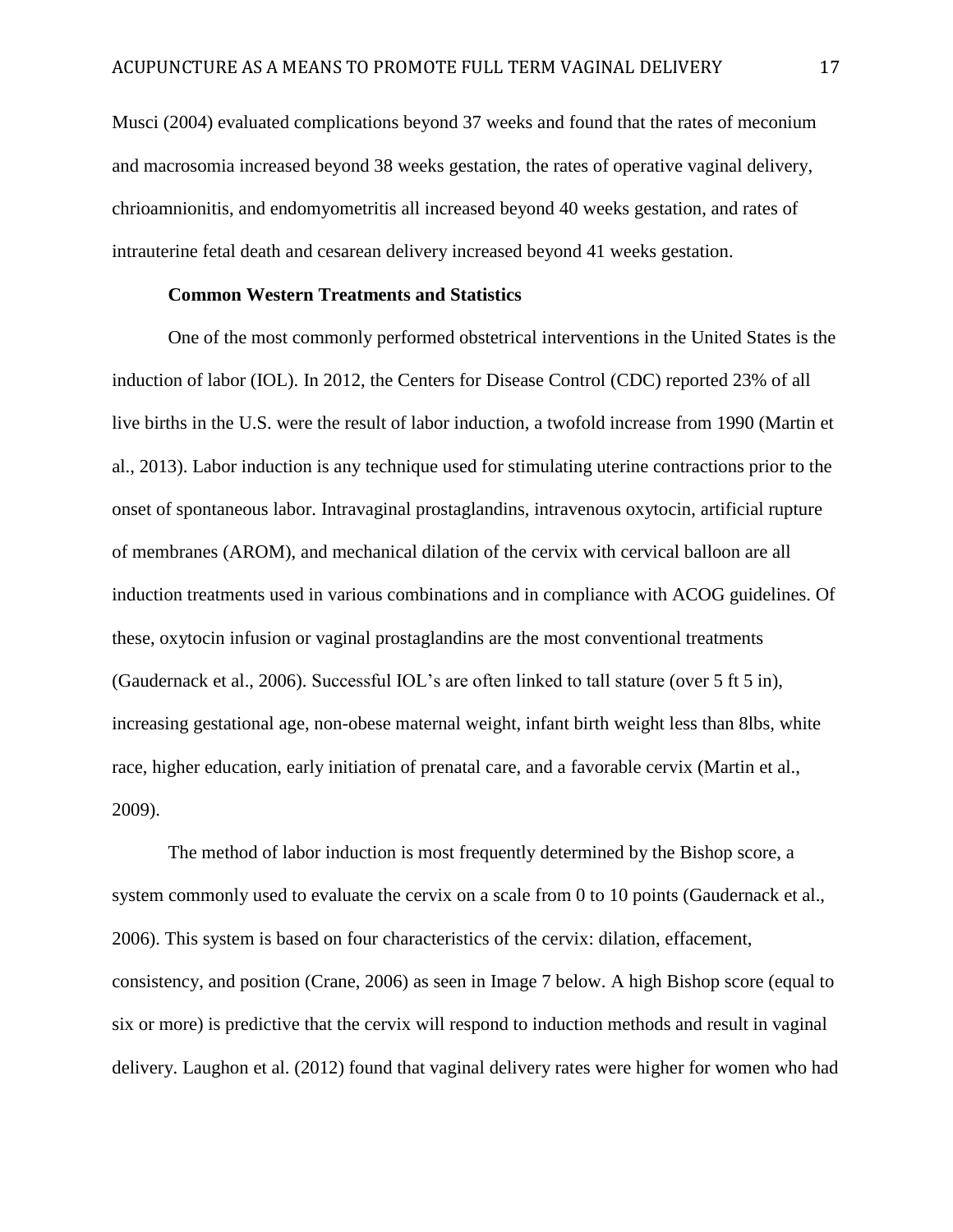Musci (2004) evaluated complications beyond 37 weeks and found that the rates of meconium and macrosomia increased beyond 38 weeks gestation, the rates of operative vaginal delivery, chrioamnionitis, and endomyometritis all increased beyond 40 weeks gestation, and rates of intrauterine fetal death and cesarean delivery increased beyond 41 weeks gestation.

### Common Western Treatments and Statistics

One of the most commonly performed obstetrical interventions in the United States is the induction of labor (IOL). In 2012, the Centers for Disease Control (CDC) reported 23% of all live births in the U.S. were the result of labor induction, a twofold increase from 1990 (Martin et al., 2013). Labor induction is any technique used for stimulating uterine contractions prior to the onset of spontaneous labor. Intravaginal prostaglandins, intravenous oxytocin, artificial rupture of membranes (AROM), and mechanical dilation of the cervix with cervical balloon are all induction treatments used in various combinations and in compliance with ACOG guidelines. Of these, oxytocin infusion or vaginal prostaglandins are the most conventional treatments (Gaudernack et al., 2006). Successful IOL's are often linked to tall stature (over 5 ft 5 in), increasing gestational age, non-obese maternal weight, infant birth weight less than 8lbs, white race, higher education, early initiation of prenatal care, and a favorable cervix (Martin et al., 2009).

The method of labor induction is most frequently determined by the Bishop score, a system commonly used to evaluate the cervix on a scale from 0 to 10 points (Gaudernack et al., 2006). This system is based on four characteristics of the cervix: dilation, effacement, consistency, and position (Crane, 2006) as seen in Image 7 below. A high Bishop score (equal to six or more) is predictive that the cervix will respond to induction methods and result in vaginal delivery. Laughon et al. (2012) found that vaginal delivery rates were higher for women who had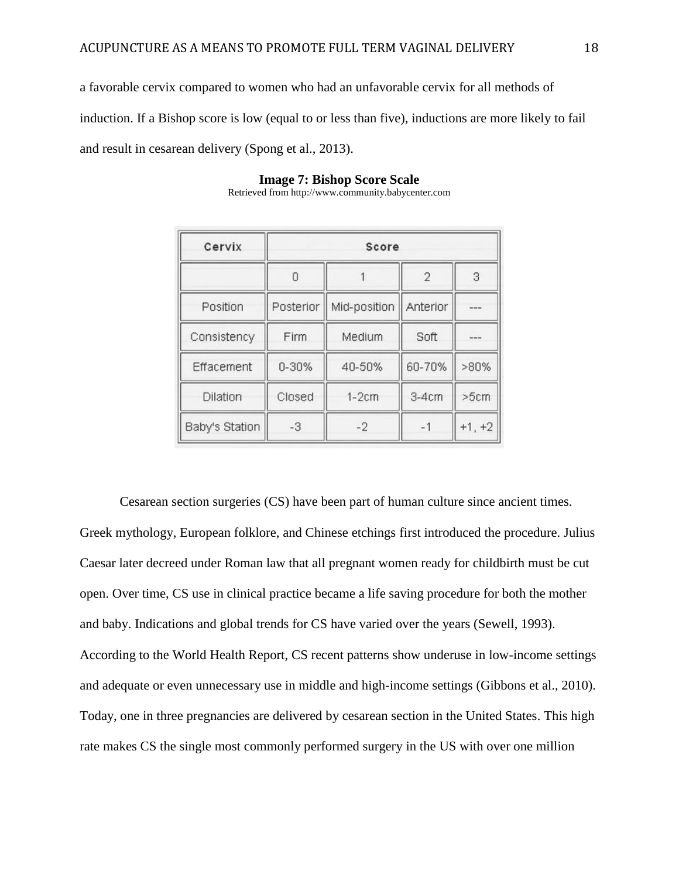a favorable cervix compared to women who had an unfavorable cervix for all methods of induction. If a Bishop score is low (equal to or less than five), inductions are more likely to fail and result in cesarean delivery (Spong et al., 2013).

**Image 7: Bishop Score Scale**
Retrieved from http://www.community.babycenter.com

| Cervix | Score | | | |
|---|---|---|---|---|
| | 0 | 1 | 2 | 3 |
| Position | Posterior | Mid-position | Anterior | --- |
| Consistency | Firm | Medium | Soft | --- |
| Effacement | 0-30% | 40-50% | 60-70% | >80% |
| Dilation | Closed | 1-2cm | 3-4cm | >5cm |
| Baby's Station | -3 | -2 | -1 | +1, +2 |

Cesarean section surgeries (CS) have been part of human culture since ancient times. Greek mythology, European folklore, and Chinese etchings first introduced the procedure. Julius Caesar later decreed under Roman law that all pregnant women ready for childbirth must be cut open. Over time, CS use in clinical practice became a life saving procedure for both the mother and baby. Indications and global trends for CS have varied over the years (Sewell, 1993). According to the World Health Report, CS recent patterns show underuse in low-income settings and adequate or even unnecessary use in middle and high-income settings (Gibbons et al., 2010). Today, one in three pregnancies are delivered by cesarean section in the United States. This high rate makes CS the single most commonly performed surgery in the US with over one million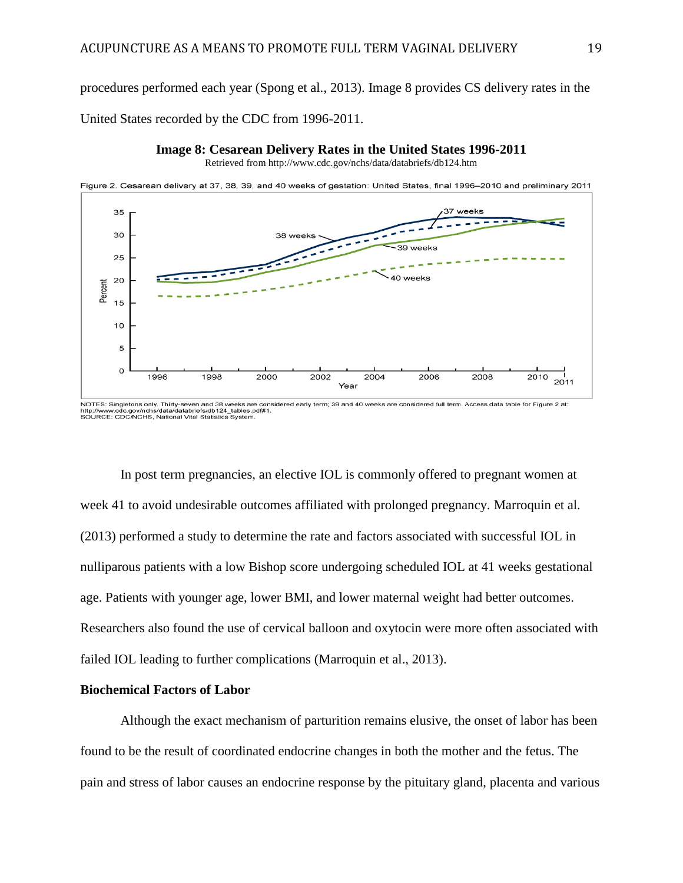procedures performed each year (Spong et al., 2013). Image 8 provides CS delivery rates in the United States recorded by the CDC from 1996-2011.

**Image 8: Cesarean Delivery Rates in the United States 1996-2011**

Retrieved from http://www.cdc.gov/nchs/data/databriefs/db124.htm

Figure 2. Cesarean delivery at 37, 38, 39, and 40 weeks of gestation: United States, final 1996–2010 and preliminary 2011

NOTES: Singletons only. Thirty-seven and 38 weeks are considered early term; 39 and 40 weeks are considered full term. Access data table for Figure 2 at: http://www.cdc.gov/nchs/data/databriefs/db124_tables.pdf#1.
SOURCE: CDC/NCHS, National Vital Statistics System.

In post term pregnancies, an elective IOL is commonly offered to pregnant women at week 41 to avoid undesirable outcomes affiliated with prolonged pregnancy. Marroquin et al. (2013) performed a study to determine the rate and factors associated with successful IOL in nulliparous patients with a low Bishop score undergoing scheduled IOL at 41 weeks gestational age. Patients with younger age, lower BMI, and lower maternal weight had better outcomes. Researchers also found the use of cervical balloon and oxytocin were more often associated with failed IOL leading to further complications (Marroquin et al., 2013).

**Biochemical Factors of Labor**

Although the exact mechanism of parturition remains elusive, the onset of labor has been found to be the result of coordinated endocrine changes in both the mother and the fetus. The pain and stress of labor causes an endocrine response by the pituitary gland, placenta and various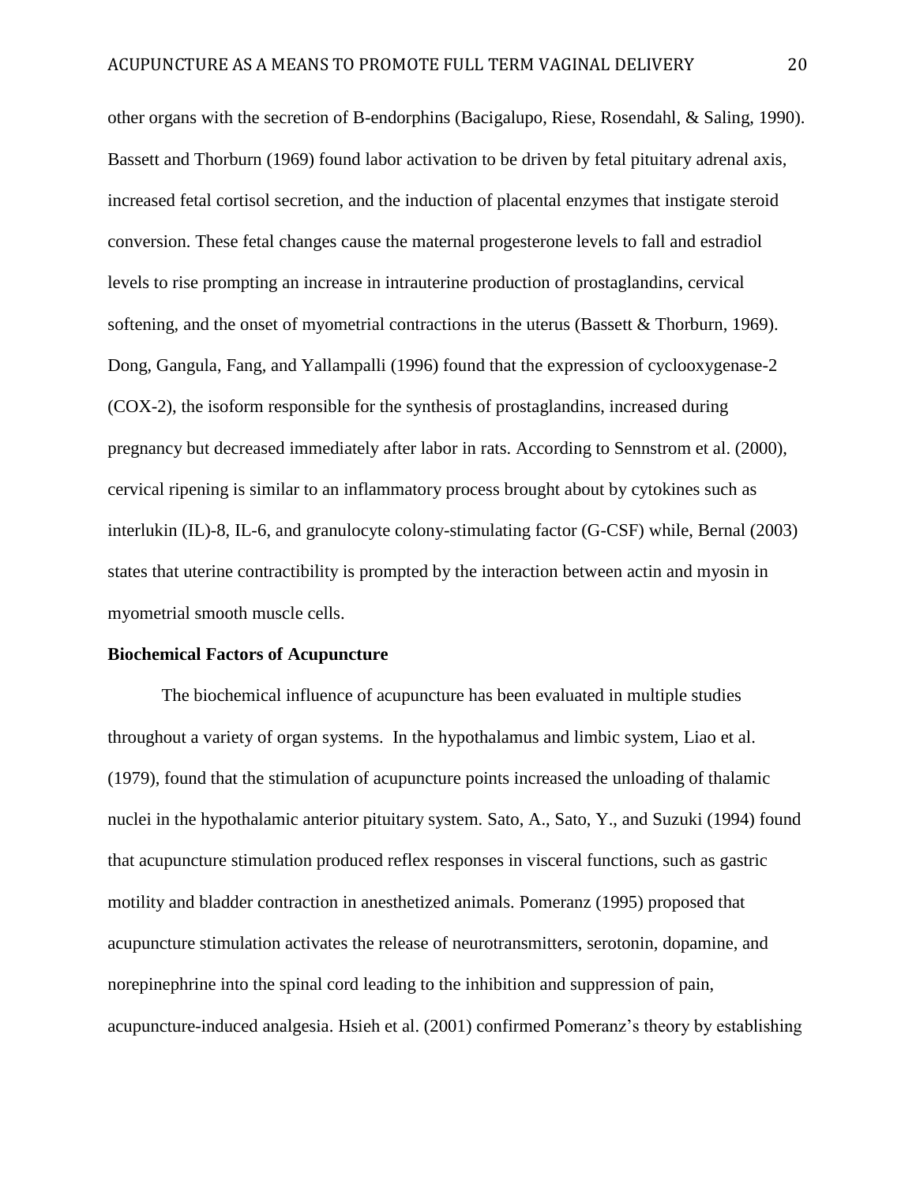other organs with the secretion of B-endorphins (Bacigalupo, Riese, Rosendahl, & Saling, 1990). Bassett and Thorburn (1969) found labor activation to be driven by fetal pituitary adrenal axis, increased fetal cortisol secretion, and the induction of placental enzymes that instigate steroid conversion. These fetal changes cause the maternal progesterone levels to fall and estradiol levels to rise prompting an increase in intrauterine production of prostaglandins, cervical softening, and the onset of myometrial contractions in the uterus (Bassett & Thorburn, 1969). Dong, Gangula, Fang, and Yallampalli (1996) found that the expression of cyclooxygenase-2 (COX-2), the isoform responsible for the synthesis of prostaglandins, increased during pregnancy but decreased immediately after labor in rats. According to Sennstrom et al. (2000), cervical ripening is similar to an inflammatory process brought about by cytokines such as interlukin (IL)-8, IL-6, and granulocyte colony-stimulating factor (G-CSF) while, Bernal (2003) states that uterine contractibility is prompted by the interaction between actin and myosin in myometrial smooth muscle cells.

**Biochemical Factors of Acupuncture**

The biochemical influence of acupuncture has been evaluated in multiple studies throughout a variety of organ systems. In the hypothalamus and limbic system, Liao et al. (1979), found that the stimulation of acupuncture points increased the unloading of thalamic nuclei in the hypothalamic anterior pituitary system. Sato, A., Sato, Y., and Suzuki (1994) found that acupuncture stimulation produced reflex responses in visceral functions, such as gastric motility and bladder contraction in anesthetized animals. Pomeranz (1995) proposed that acupuncture stimulation activates the release of neurotransmitters, serotonin, dopamine, and norepinephrine into the spinal cord leading to the inhibition and suppression of pain, acupuncture-induced analgesia. Hsieh et al. (2001) confirmed Pomeranz's theory by establishing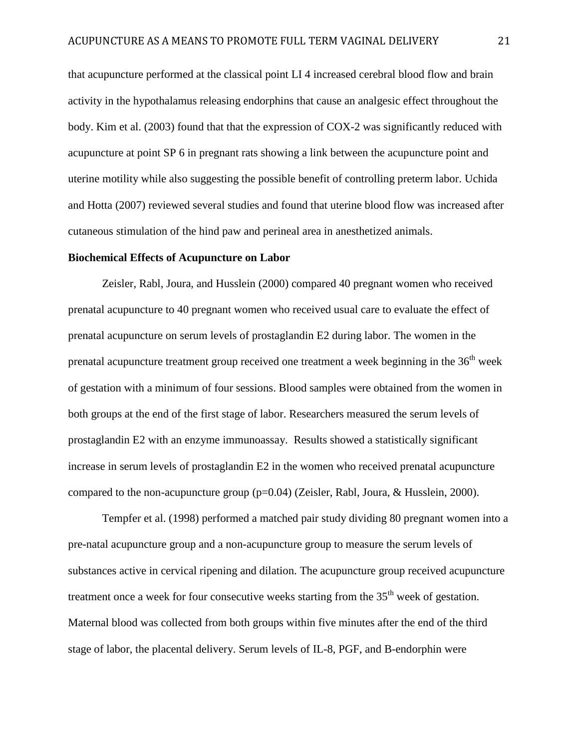that acupuncture performed at the classical point LI 4 increased cerebral blood flow and brain activity in the hypothalamus releasing endorphins that cause an analgesic effect throughout the body. Kim et al. (2003) found that that the expression of COX-2 was significantly reduced with acupuncture at point SP 6 in pregnant rats showing a link between the acupuncture point and uterine motility while also suggesting the possible benefit of controlling preterm labor. Uchida and Hotta (2007) reviewed several studies and found that uterine blood flow was increased after cutaneous stimulation of the hind paw and perineal area in anesthetized animals.

**Biochemical Effects of Acupuncture on Labor**

Zeisler, Rabl, Joura, and Husslein (2000) compared 40 pregnant women who received prenatal acupuncture to 40 pregnant women who received usual care to evaluate the effect of prenatal acupuncture on serum levels of prostaglandin E2 during labor. The women in the prenatal acupuncture treatment group received one treatment a week beginning in the 36th week of gestation with a minimum of four sessions. Blood samples were obtained from the women in both groups at the end of the first stage of labor. Researchers measured the serum levels of prostaglandin E2 with an enzyme immunoassay. Results showed a statistically significant increase in serum levels of prostaglandin E2 in the women who received prenatal acupuncture compared to the non-acupuncture group ($p=0.04$) (Zeisler, Rabl, Joura, & Husslein, 2000).

Tempfer et al. (1998) performed a matched pair study dividing 80 pregnant women into a pre-natal acupuncture group and a non-acupuncture group to measure the serum levels of substances active in cervical ripening and dilation. The acupuncture group received acupuncture treatment once a week for four consecutive weeks starting from the 35th week of gestation. Maternal blood was collected from both groups within five minutes after the end of the third stage of labor, the placental delivery. Serum levels of IL-8, PGF, and B-endorphin were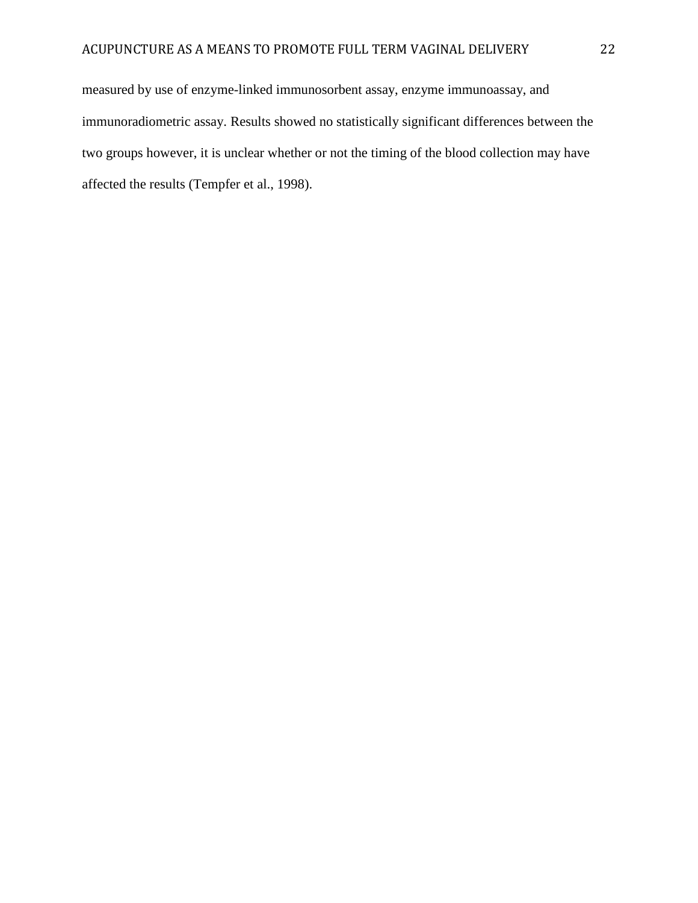measured by use of enzyme-linked immunosorbent assay, enzyme immunoassay, and immunoradiometric assay. Results showed no statistically significant differences between the two groups however, it is unclear whether or not the timing of the blood collection may have affected the results (Tempfer et al., 1998).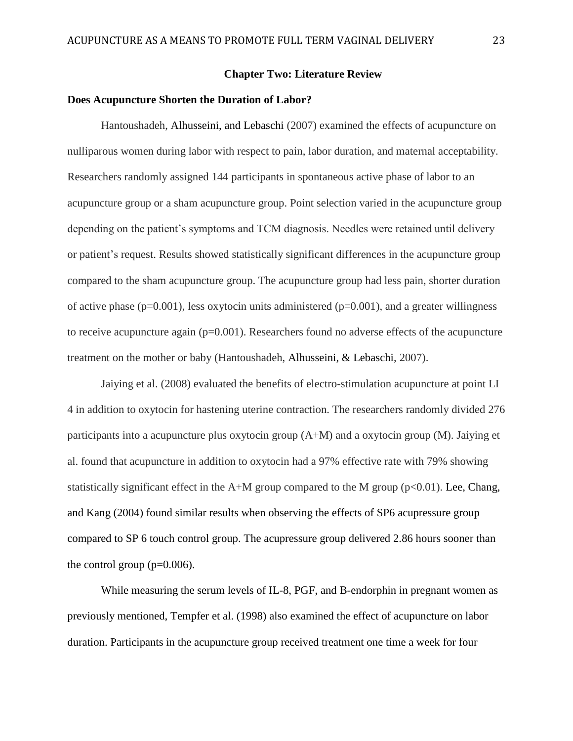## Chapter Two: Literature Review

### Does Acupuncture Shorten the Duration of Labor?

Hantoushadeh, Alhusseini, and Lebaschi (2007) examined the effects of acupuncture on nulliparous women during labor with respect to pain, labor duration, and maternal acceptability. Researchers randomly assigned 144 participants in spontaneous active phase of labor to an acupuncture group or a sham acupuncture group. Point selection varied in the acupuncture group depending on the patient's symptoms and TCM diagnosis. Needles were retained until delivery or patient's request. Results showed statistically significant differences in the acupuncture group compared to the sham acupuncture group. The acupuncture group had less pain, shorter duration of active phase ($p=0.001$), less oxytocin units administered ($p=0.001$), and a greater willingness to receive acupuncture again ($p=0.001$). Researchers found no adverse effects of the acupuncture treatment on the mother or baby (Hantoushadeh, Alhusseini, & Lebaschi, 2007).

Jaiying et al. (2008) evaluated the benefits of electro-stimulation acupuncture at point LI 4 in addition to oxytocin for hastening uterine contraction. The researchers randomly divided 276 participants into a acupuncture plus oxytocin group (A+M) and a oxytocin group (M). Jaiying et al. found that acupuncture in addition to oxytocin had a 97% effective rate with 79% showing statistically significant effect in the A+M group compared to the M group ($p<0.01$). Lee, Chang, and Kang (2004) found similar results when observing the effects of SP6 acupressure group compared to SP 6 touch control group. The acupressure group delivered 2.86 hours sooner than the control group ($p=0.006$).

While measuring the serum levels of IL-8, PGF, and B-endorphin in pregnant women as previously mentioned, Tempfer et al. (1998) also examined the effect of acupuncture on labor duration. Participants in the acupuncture group received treatment one time a week for four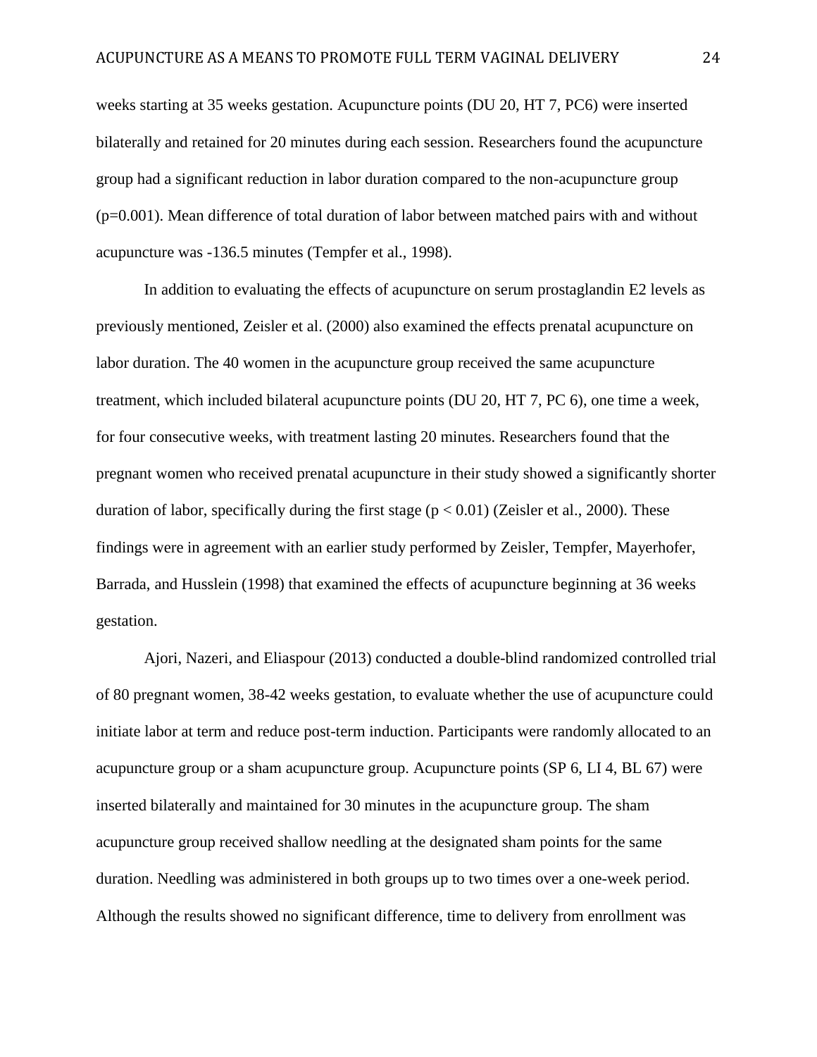weeks starting at 35 weeks gestation. Acupuncture points (DU 20, HT 7, PC6) were inserted bilaterally and retained for 20 minutes during each session. Researchers found the acupuncture group had a significant reduction in labor duration compared to the non-acupuncture group ($p=0.001$). Mean difference of total duration of labor between matched pairs with and without acupuncture was -136.5 minutes (Tempfer et al., 1998).

In addition to evaluating the effects of acupuncture on serum prostaglandin E2 levels as previously mentioned, Zeisler et al. (2000) also examined the effects prenatal acupuncture on labor duration. The 40 women in the acupuncture group received the same acupuncture treatment, which included bilateral acupuncture points (DU 20, HT 7, PC 6), one time a week, for four consecutive weeks, with treatment lasting 20 minutes. Researchers found that the pregnant women who received prenatal acupuncture in their study showed a significantly shorter duration of labor, specifically during the first stage ($p < 0.01$) (Zeisler et al., 2000). These findings were in agreement with an earlier study performed by Zeisler, Tempfer, Mayerhofer, Barrada, and Husslein (1998) that examined the effects of acupuncture beginning at 36 weeks gestation.

Ajori, Nazeri, and Eliaspour (2013) conducted a double-blind randomized controlled trial of 80 pregnant women, 38-42 weeks gestation, to evaluate whether the use of acupuncture could initiate labor at term and reduce post-term induction. Participants were randomly allocated to an acupuncture group or a sham acupuncture group. Acupuncture points (SP 6, LI 4, BL 67) were inserted bilaterally and maintained for 30 minutes in the acupuncture group. The sham acupuncture group received shallow needling at the designated sham points for the same duration. Needling was administered in both groups up to two times over a one-week period. Although the results showed no significant difference, time to delivery from enrollment was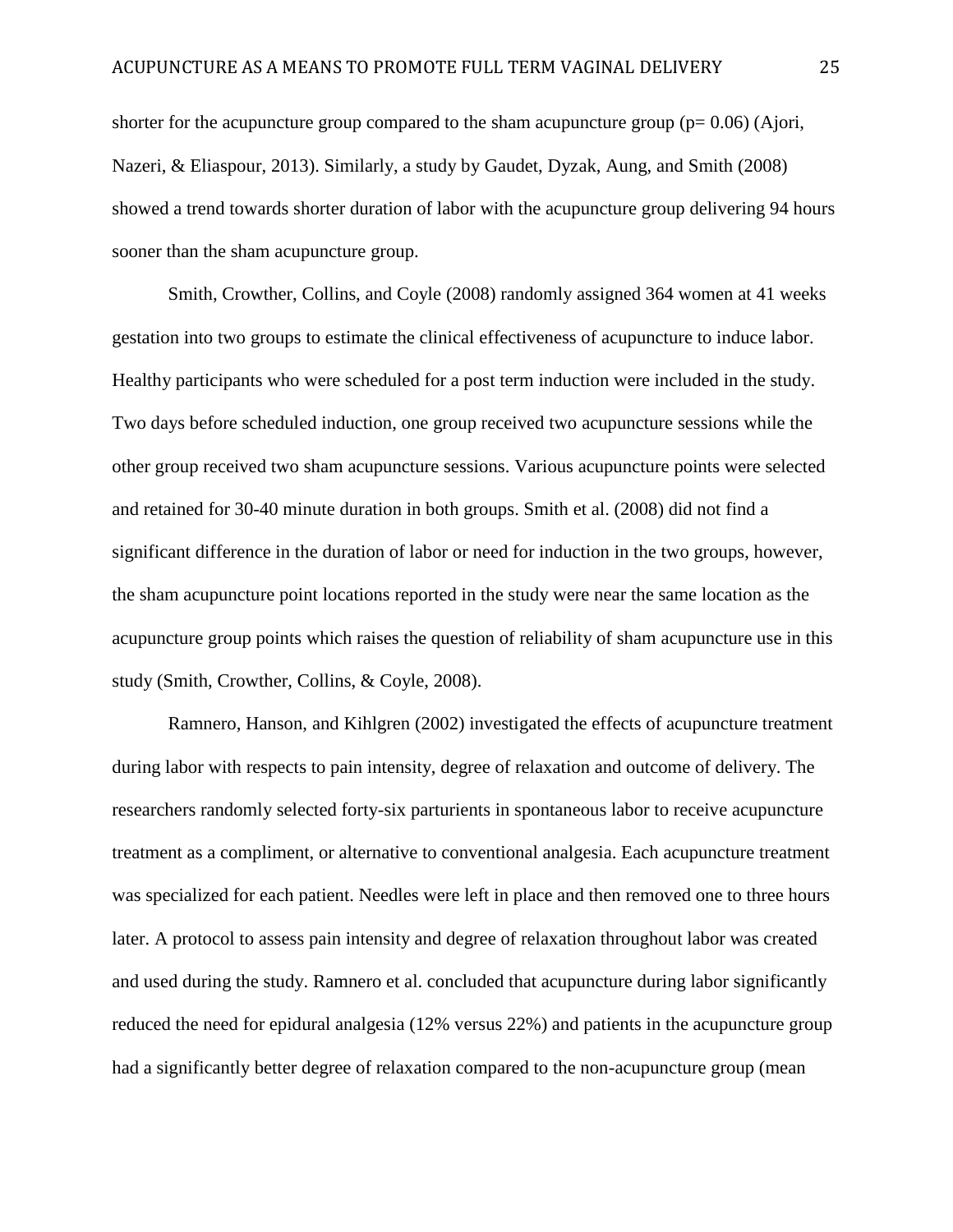shorter for the acupuncture group compared to the sham acupuncture group ($p = 0.06$) (Ajori, Nazeri, & Eliaspour, 2013). Similarly, a study by Gaudet, Dyzak, Aung, and Smith (2008) showed a trend towards shorter duration of labor with the acupuncture group delivering 94 hours sooner than the sham acupuncture group.

Smith, Crowther, Collins, and Coyle (2008) randomly assigned 364 women at 41 weeks gestation into two groups to estimate the clinical effectiveness of acupuncture to induce labor. Healthy participants who were scheduled for a post term induction were included in the study. Two days before scheduled induction, one group received two acupuncture sessions while the other group received two sham acupuncture sessions. Various acupuncture points were selected and retained for 30-40 minute duration in both groups. Smith et al. (2008) did not find a significant difference in the duration of labor or need for induction in the two groups, however, the sham acupuncture point locations reported in the study were near the same location as the acupuncture group points which raises the question of reliability of sham acupuncture use in this study (Smith, Crowther, Collins, & Coyle, 2008).

Ramnero, Hanson, and Kihlgren (2002) investigated the effects of acupuncture treatment during labor with respects to pain intensity, degree of relaxation and outcome of delivery. The researchers randomly selected forty-six parturients in spontaneous labor to receive acupuncture treatment as a compliment, or alternative to conventional analgesia. Each acupuncture treatment was specialized for each patient. Needles were left in place and then removed one to three hours later. A protocol to assess pain intensity and degree of relaxation throughout labor was created and used during the study. Ramnero et al. concluded that acupuncture during labor significantly reduced the need for epidural analgesia (12% versus 22%) and patients in the acupuncture group had a significantly better degree of relaxation compared to the non-acupuncture group (mean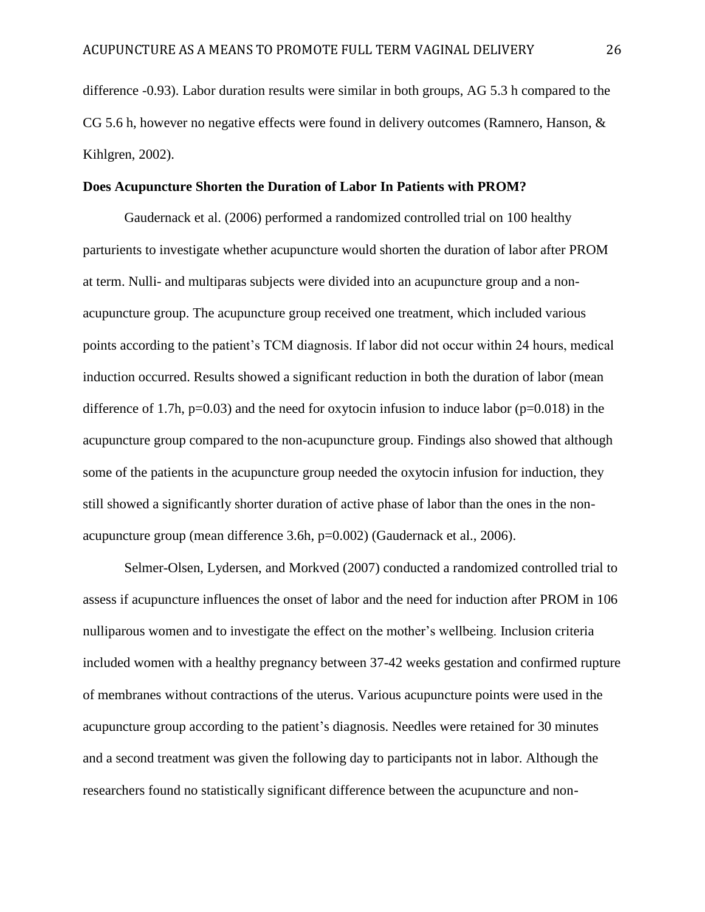difference -0.93). Labor duration results were similar in both groups, AG 5.3 h compared to the CG 5.6 h, however no negative effects were found in delivery outcomes (Ramnero, Hanson, & Kihlgren, 2002).

**Does Acupuncture Shorten the Duration of Labor In Patients with PROM?**

Gaudernack et al. (2006) performed a randomized controlled trial on 100 healthy parturients to investigate whether acupuncture would shorten the duration of labor after PROM at term. Nulli- and multiparas subjects were divided into an acupuncture group and a non-acupuncture group. The acupuncture group received one treatment, which included various points according to the patient's TCM diagnosis. If labor did not occur within 24 hours, medical induction occurred. Results showed a significant reduction in both the duration of labor (mean difference of 1.7h, $p=0.03$) and the need for oxytocin infusion to induce labor ($p=0.018$) in the acupuncture group compared to the non-acupuncture group. Findings also showed that although some of the patients in the acupuncture group needed the oxytocin infusion for induction, they still showed a significantly shorter duration of active phase of labor than the ones in the non-acupuncture group (mean difference 3.6h, $p=0.002$) (Gaudernack et al., 2006).

Selmer-Olsen, Lydersen, and Morkved (2007) conducted a randomized controlled trial to assess if acupuncture influences the onset of labor and the need for induction after PROM in 106 nulliparous women and to investigate the effect on the mother's wellbeing. Inclusion criteria included women with a healthy pregnancy between 37-42 weeks gestation and confirmed rupture of membranes without contractions of the uterus. Various acupuncture points were used in the acupuncture group according to the patient's diagnosis. Needles were retained for 30 minutes and a second treatment was given the following day to participants not in labor. Although the researchers found no statistically significant difference between the acupuncture and non-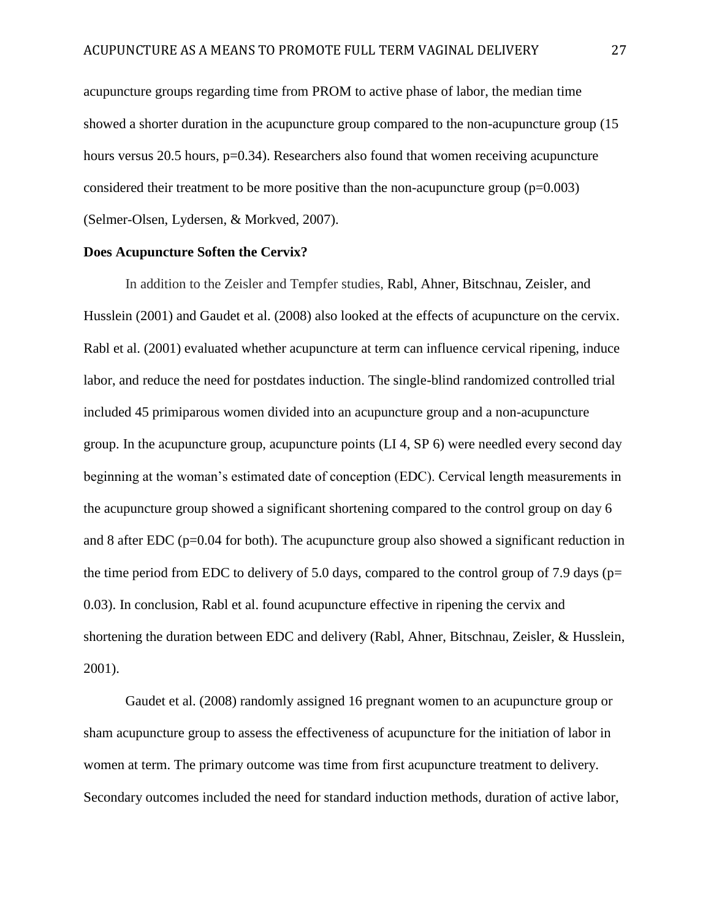acupuncture groups regarding time from PROM to active phase of labor, the median time showed a shorter duration in the acupuncture group compared to the non-acupuncture group (15 hours versus 20.5 hours, p=0.34). Researchers also found that women receiving acupuncture considered their treatment to be more positive than the non-acupuncture group (p=0.003) (Selmer-Olsen, Lydersen, & Morkved, 2007).

**Does Acupuncture Soften the Cervix?**

In addition to the Zeisler and Tempfer studies, Rabl, Ahner, Bitschnau, Zeisler, and Husslein (2001) and Gaudet et al. (2008) also looked at the effects of acupuncture on the cervix. Rabl et al. (2001) evaluated whether acupuncture at term can influence cervical ripening, induce labor, and reduce the need for postdates induction. The single-blind randomized controlled trial included 45 primiparous women divided into an acupuncture group and a non-acupuncture group. In the acupuncture group, acupuncture points (LI 4, SP 6) were needled every second day beginning at the woman's estimated date of conception (EDC). Cervical length measurements in the acupuncture group showed a significant shortening compared to the control group on day 6 and 8 after EDC (p=0.04 for both). The acupuncture group also showed a significant reduction in the time period from EDC to delivery of 5.0 days, compared to the control group of 7.9 days (p= 0.03). In conclusion, Rabl et al. found acupuncture effective in ripening the cervix and shortening the duration between EDC and delivery (Rabl, Ahner, Bitschnau, Zeisler, & Husslein, 2001).

Gaudet et al. (2008) randomly assigned 16 pregnant women to an acupuncture group or sham acupuncture group to assess the effectiveness of acupuncture for the initiation of labor in women at term. The primary outcome was time from first acupuncture treatment to delivery. Secondary outcomes included the need for standard induction methods, duration of active labor,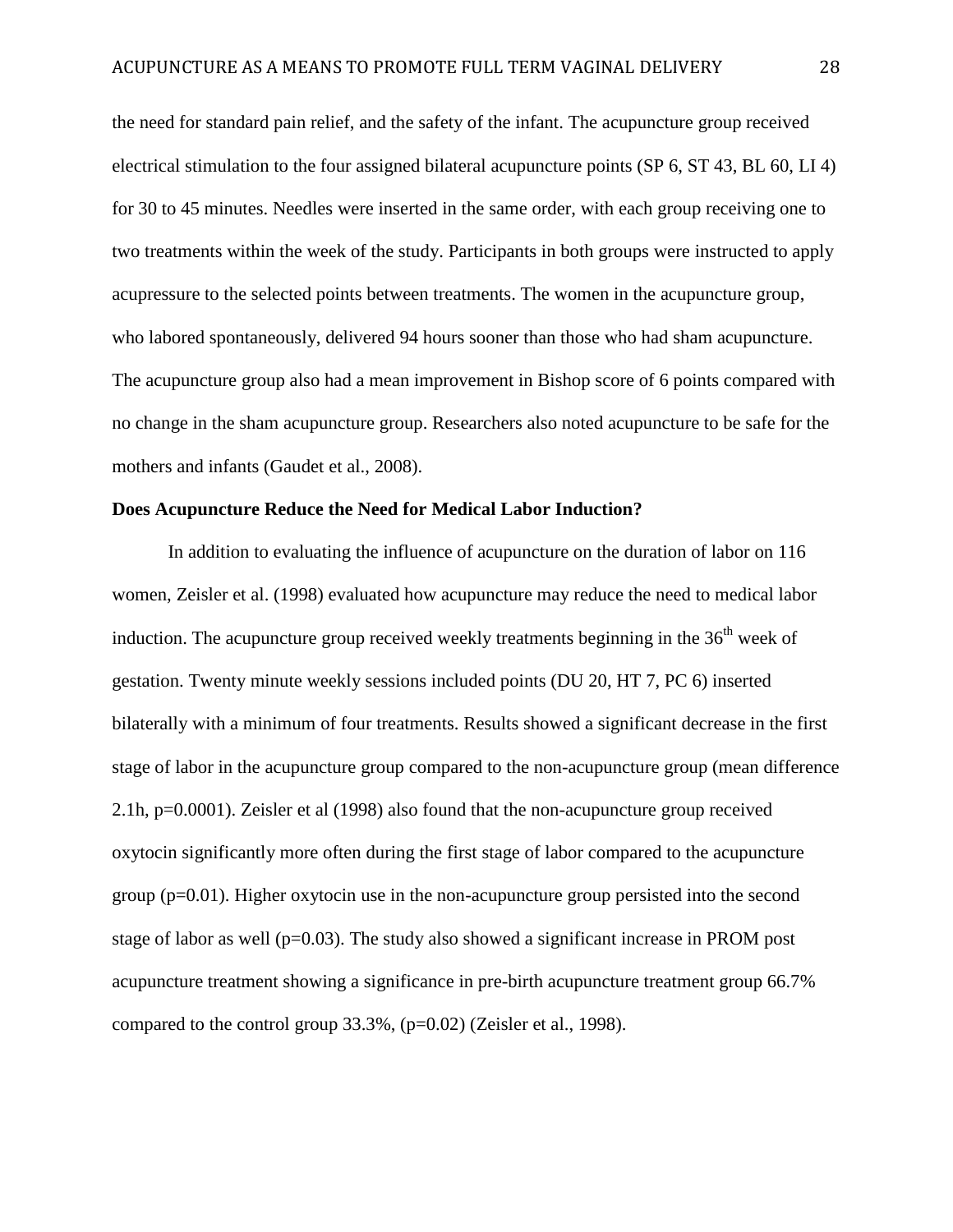the need for standard pain relief, and the safety of the infant. The acupuncture group received electrical stimulation to the four assigned bilateral acupuncture points (SP 6, ST 43, BL 60, LI 4) for 30 to 45 minutes. Needles were inserted in the same order, with each group receiving one to two treatments within the week of the study. Participants in both groups were instructed to apply acupressure to the selected points between treatments. The women in the acupuncture group, who labored spontaneously, delivered 94 hours sooner than those who had sham acupuncture. The acupuncture group also had a mean improvement in Bishop score of 6 points compared with no change in the sham acupuncture group. Researchers also noted acupuncture to be safe for the mothers and infants (Gaudet et al., 2008).

**Does Acupuncture Reduce the Need for Medical Labor Induction?**

In addition to evaluating the influence of acupuncture on the duration of labor on 116 women, Zeisler et al. (1998) evaluated how acupuncture may reduce the need to medical labor induction. The acupuncture group received weekly treatments beginning in the 36th week of gestation. Twenty minute weekly sessions included points (DU 20, HT 7, PC 6) inserted bilaterally with a minimum of four treatments. Results showed a significant decrease in the first stage of labor in the acupuncture group compared to the non-acupuncture group (mean difference 2.1h, p=0.0001). Zeisler et al (1998) also found that the non-acupuncture group received oxytocin significantly more often during the first stage of labor compared to the acupuncture group (p=0.01). Higher oxytocin use in the non-acupuncture group persisted into the second stage of labor as well (p=0.03). The study also showed a significant increase in PROM post acupuncture treatment showing a significance in pre-birth acupuncture treatment group 66.7% compared to the control group 33.3%, (p=0.02) (Zeisler et al., 1998).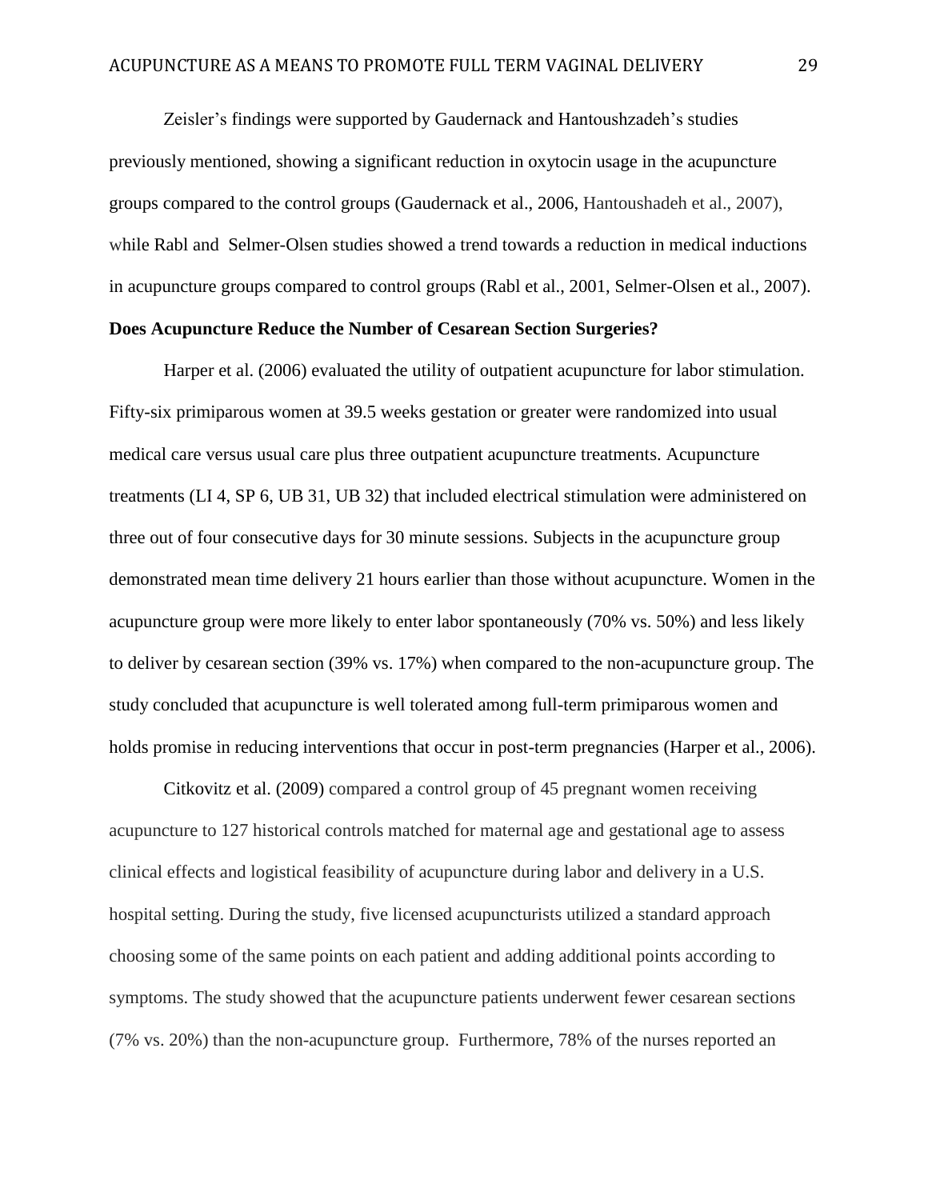Zeisler's findings were supported by Gaudernack and Hantoushzadeh's studies previously mentioned, showing a significant reduction in oxytocin usage in the acupuncture groups compared to the control groups (Gaudernack et al., 2006, Hantoushadeh et al., 2007), while Rabl and Selmer-Olsen studies showed a trend towards a reduction in medical inductions in acupuncture groups compared to control groups (Rabl et al., 2001, Selmer-Olsen et al., 2007).

**Does Acupuncture Reduce the Number of Cesarean Section Surgeries?**

Harper et al. (2006) evaluated the utility of outpatient acupuncture for labor stimulation. Fifty-six primiparous women at 39.5 weeks gestation or greater were randomized into usual medical care versus usual care plus three outpatient acupuncture treatments. Acupuncture treatments (LI 4, SP 6, UB 31, UB 32) that included electrical stimulation were administered on three out of four consecutive days for 30 minute sessions. Subjects in the acupuncture group demonstrated mean time delivery 21 hours earlier than those without acupuncture. Women in the acupuncture group were more likely to enter labor spontaneously (70% vs. 50%) and less likely to deliver by cesarean section (39% vs. 17%) when compared to the non-acupuncture group. The study concluded that acupuncture is well tolerated among full-term primiparous women and holds promise in reducing interventions that occur in post-term pregnancies (Harper et al., 2006).

Citkovitz et al. (2009) compared a control group of 45 pregnant women receiving acupuncture to 127 historical controls matched for maternal age and gestational age to assess clinical effects and logistical feasibility of acupuncture during labor and delivery in a U.S. hospital setting. During the study, five licensed acupuncturists utilized a standard approach choosing some of the same points on each patient and adding additional points according to symptoms. The study showed that the acupuncture patients underwent fewer cesarean sections (7% vs. 20%) than the non-acupuncture group. Furthermore, 78% of the nurses reported an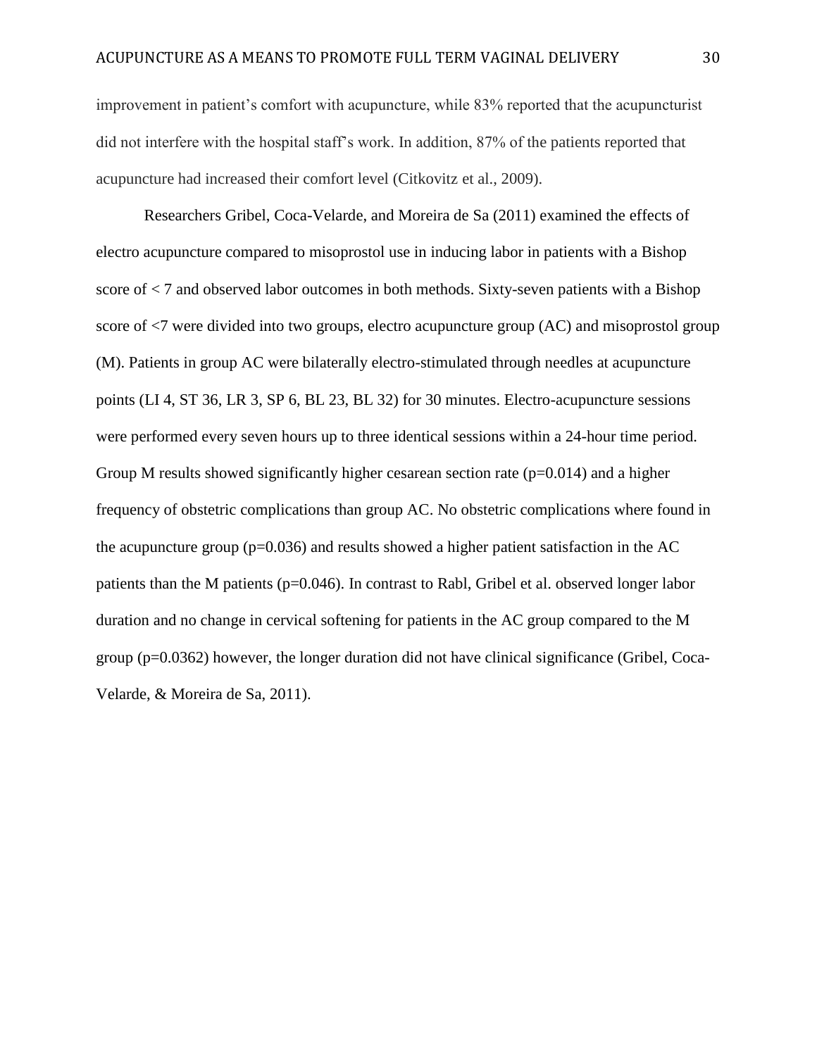improvement in patient's comfort with acupuncture, while 83% reported that the acupuncturist did not interfere with the hospital staff's work. In addition, 87% of the patients reported that acupuncture had increased their comfort level (Citkovitz et al., 2009).

Researchers Gribel, Coca-Velarde, and Moreira de Sa (2011) examined the effects of electro acupuncture compared to misoprostol use in inducing labor in patients with a Bishop score of < 7 and observed labor outcomes in both methods. Sixty-seven patients with a Bishop score of <7 were divided into two groups, electro acupuncture group (AC) and misoprostol group (M). Patients in group AC were bilaterally electro-stimulated through needles at acupuncture points (LI 4, ST 36, LR 3, SP 6, BL 23, BL 32) for 30 minutes. Electro-acupuncture sessions were performed every seven hours up to three identical sessions within a 24-hour time period. Group M results showed significantly higher cesarean section rate (p=0.014) and a higher frequency of obstetric complications than group AC. No obstetric complications where found in the acupuncture group (p=0.036) and results showed a higher patient satisfaction in the AC patients than the M patients (p=0.046). In contrast to Rabl, Gribel et al. observed longer labor duration and no change in cervical softening for patients in the AC group compared to the M group (p=0.0362) however, the longer duration did not have clinical significance (Gribel, Coca-Velarde, & Moreira de Sa, 2011).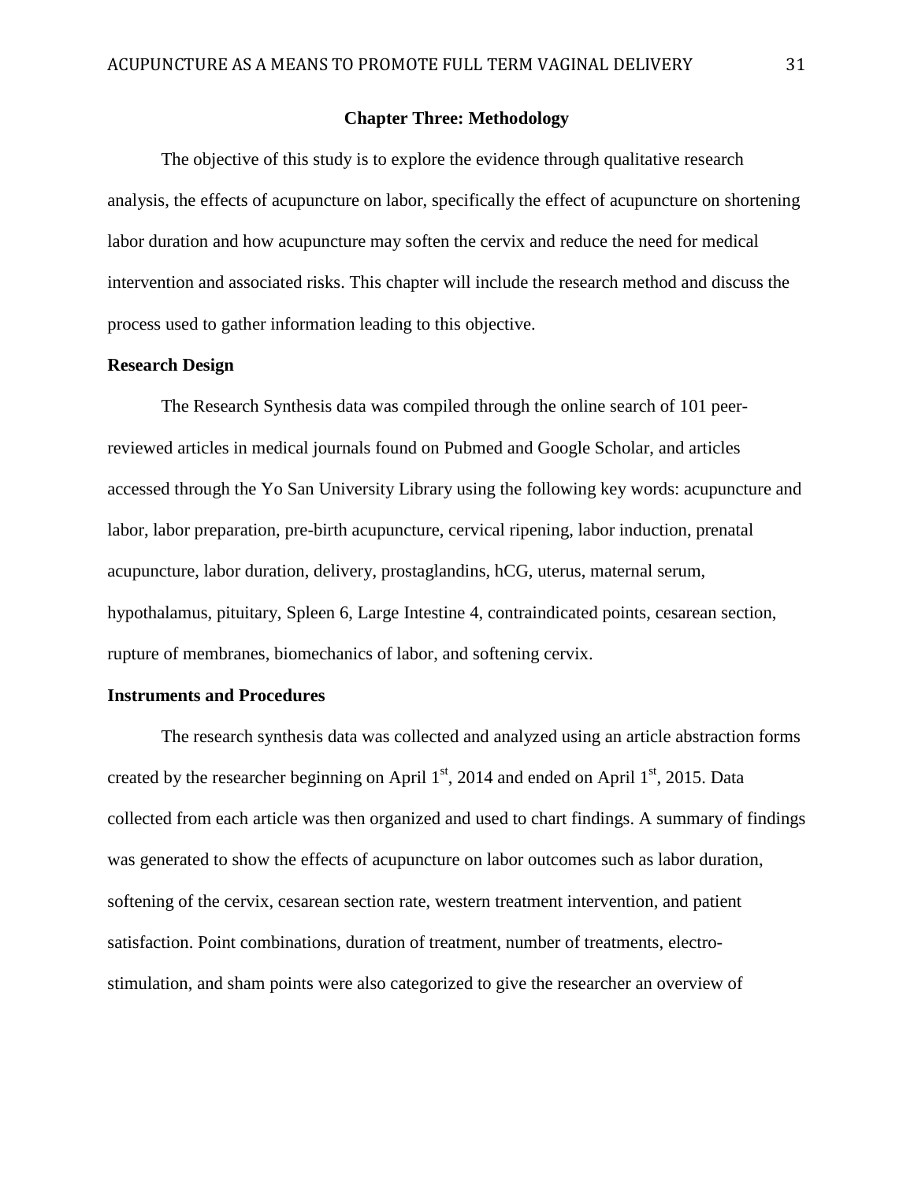# Chapter Three: Methodology

The objective of this study is to explore the evidence through qualitative research analysis, the effects of acupuncture on labor, specifically the effect of acupuncture on shortening labor duration and how acupuncture may soften the cervix and reduce the need for medical intervention and associated risks. This chapter will include the research method and discuss the process used to gather information leading to this objective.

## Research Design

The Research Synthesis data was compiled through the online search of 101 peer-reviewed articles in medical journals found on Pubmed and Google Scholar, and articles accessed through the Yo San University Library using the following key words: acupuncture and labor, labor preparation, pre-birth acupuncture, cervical ripening, labor induction, prenatal acupuncture, labor duration, delivery, prostaglandins, hCG, uterus, maternal serum, hypothalamus, pituitary, Spleen 6, Large Intestine 4, contraindicated points, cesarean section, rupture of membranes, biomechanics of labor, and softening cervix.

## Instruments and Procedures

The research synthesis data was collected and analyzed using an article abstraction forms created by the researcher beginning on April 1st, 2014 and ended on April 1st, 2015. Data collected from each article was then organized and used to chart findings. A summary of findings was generated to show the effects of acupuncture on labor outcomes such as labor duration, softening of the cervix, cesarean section rate, western treatment intervention, and patient satisfaction. Point combinations, duration of treatment, number of treatments, electro-stimulation, and sham points were also categorized to give the researcher an overview of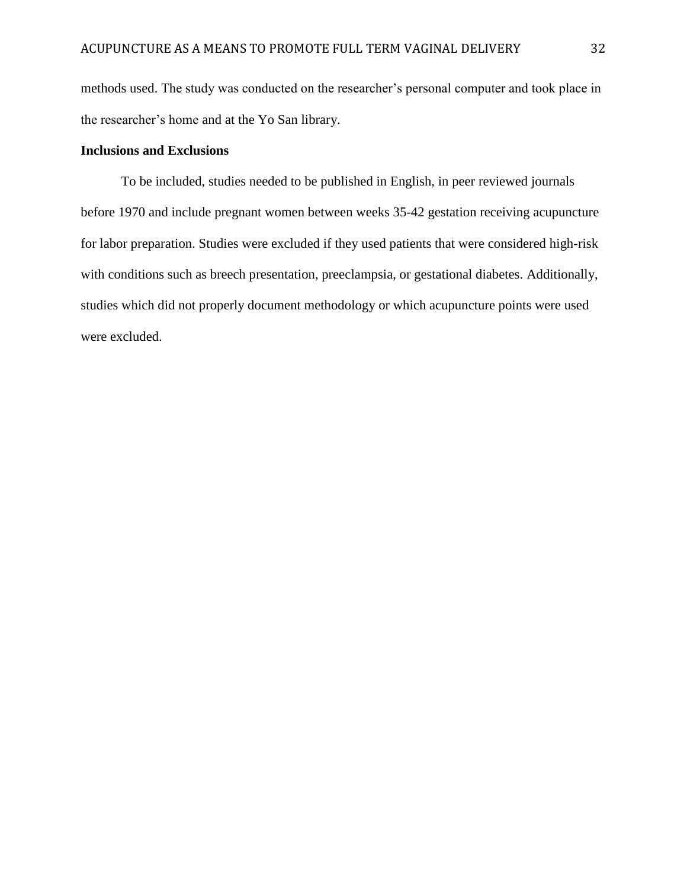methods used. The study was conducted on the researcher's personal computer and took place in the researcher's home and at the Yo San library.

**Inclusions and Exclusions**

To be included, studies needed to be published in English, in peer reviewed journals before 1970 and include pregnant women between weeks 35-42 gestation receiving acupuncture for labor preparation. Studies were excluded if they used patients that were considered high-risk with conditions such as breech presentation, preeclampsia, or gestational diabetes. Additionally, studies which did not properly document methodology or which acupuncture points were used were excluded.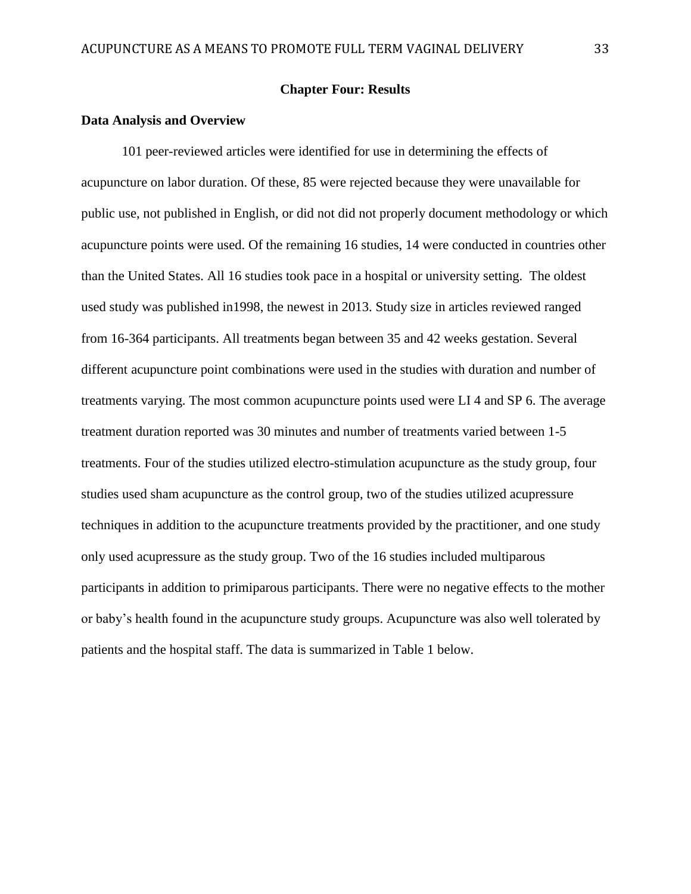# Chapter Four: Results

## Data Analysis and Overview

101 peer-reviewed articles were identified for use in determining the effects of acupuncture on labor duration. Of these, 85 were rejected because they were unavailable for public use, not published in English, or did not did not properly document methodology or which acupuncture points were used. Of the remaining 16 studies, 14 were conducted in countries other than the United States. All 16 studies took pace in a hospital or university setting. The oldest used study was published in1998, the newest in 2013. Study size in articles reviewed ranged from 16-364 participants. All treatments began between 35 and 42 weeks gestation. Several different acupuncture point combinations were used in the studies with duration and number of treatments varying. The most common acupuncture points used were LI 4 and SP 6. The average treatment duration reported was 30 minutes and number of treatments varied between 1-5 treatments. Four of the studies utilized electro-stimulation acupuncture as the study group, four studies used sham acupuncture as the control group, two of the studies utilized acupressure techniques in addition to the acupuncture treatments provided by the practitioner, and one study only used acupressure as the study group. Two of the 16 studies included multiparous participants in addition to primiparous participants. There were no negative effects to the mother or baby's health found in the acupuncture study groups. Acupuncture was also well tolerated by patients and the hospital staff. The data is summarized in Table 1 below.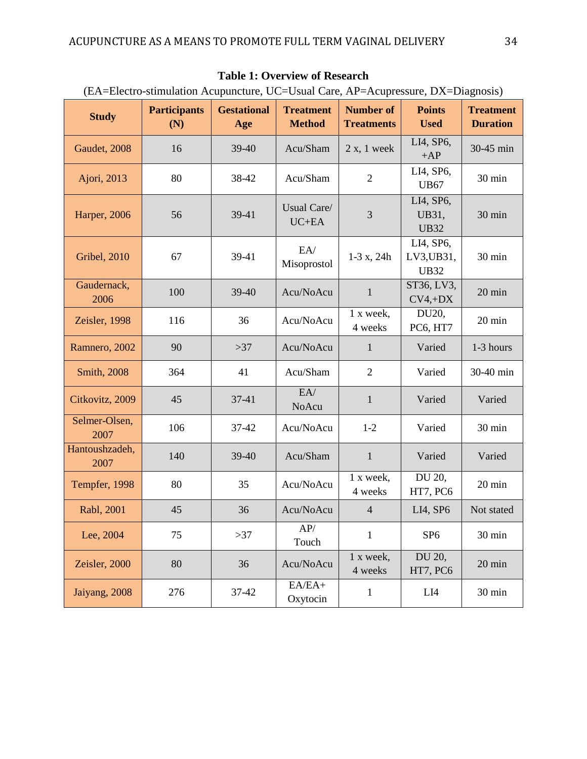**Table 1: Overview of Research**

(EA=Electro-stimulation Acupuncture, UC=Usual Care, AP=Acupressure, DX=Diagnosis)

| Study | Participants (N) | Gestational Age | Treatment Method | Number of Treatments | Points Used | Treatment Duration |
|---|---|---|---|---|---|---|
| Gaudet, 2008 | 16 | 39-40 | Acu/Sham | 2 x, 1 week | LI4, SP6, +AP | 30-45 min |
| Ajori, 2013 | 80 | 38-42 | Acu/Sham | 2 | LI4, SP6, UB67 | 30 min |
| Harper, 2006 | 56 | 39-41 | Usual Care/ UC+EA | 3 | LI4, SP6, UB31, UB32 | 30 min |
| Gribel, 2010 | 67 | 39-41 | EA/ Misoprostol | 1-3 x, 24h | LI4, SP6, LV3,UB31, UB32 | 30 min |
| Gaudernack, 2006 | 100 | 39-40 | Acu/NoAcu | 1 | ST36, LV3, CV4,+DX | 20 min |
| Zeisler, 1998 | 116 | 36 | Acu/NoAcu | 1 x week, 4 weeks | DU20, PC6, HT7 | 20 min |
| Ramnero, 2002 | 90 | >37 | Acu/NoAcu | 1 | Varied | 1-3 hours |
| Smith, 2008 | 364 | 41 | Acu/Sham | 2 | Varied | 30-40 min |
| Citkovitz, 2009 | 45 | 37-41 | EA/ NoAcu | 1 | Varied | Varied |
| Selmer-Olsen, 2007 | 106 | 37-42 | Acu/NoAcu | 1-2 | Varied | 30 min |
| Hantoushzadeh, 2007 | 140 | 39-40 | Acu/Sham | 1 | Varied | Varied |
| Tempfer, 1998 | 80 | 35 | Acu/NoAcu | 1 x week, 4 weeks | DU 20, HT7, PC6 | 20 min |
| Rabl, 2001 | 45 | 36 | Acu/NoAcu | 4 | LI4, SP6 | Not stated |
| Lee, 2004 | 75 | >37 | AP/ Touch | 1 | SP6 | 30 min |
| Zeisler, 2000 | 80 | 36 | Acu/NoAcu | 1 x week, 4 weeks | DU 20, HT7, PC6 | 20 min |
| Jaiyang, 2008 | 276 | 37-42 | EA/EA+ Oxytocin | 1 | LI4 | 30 min |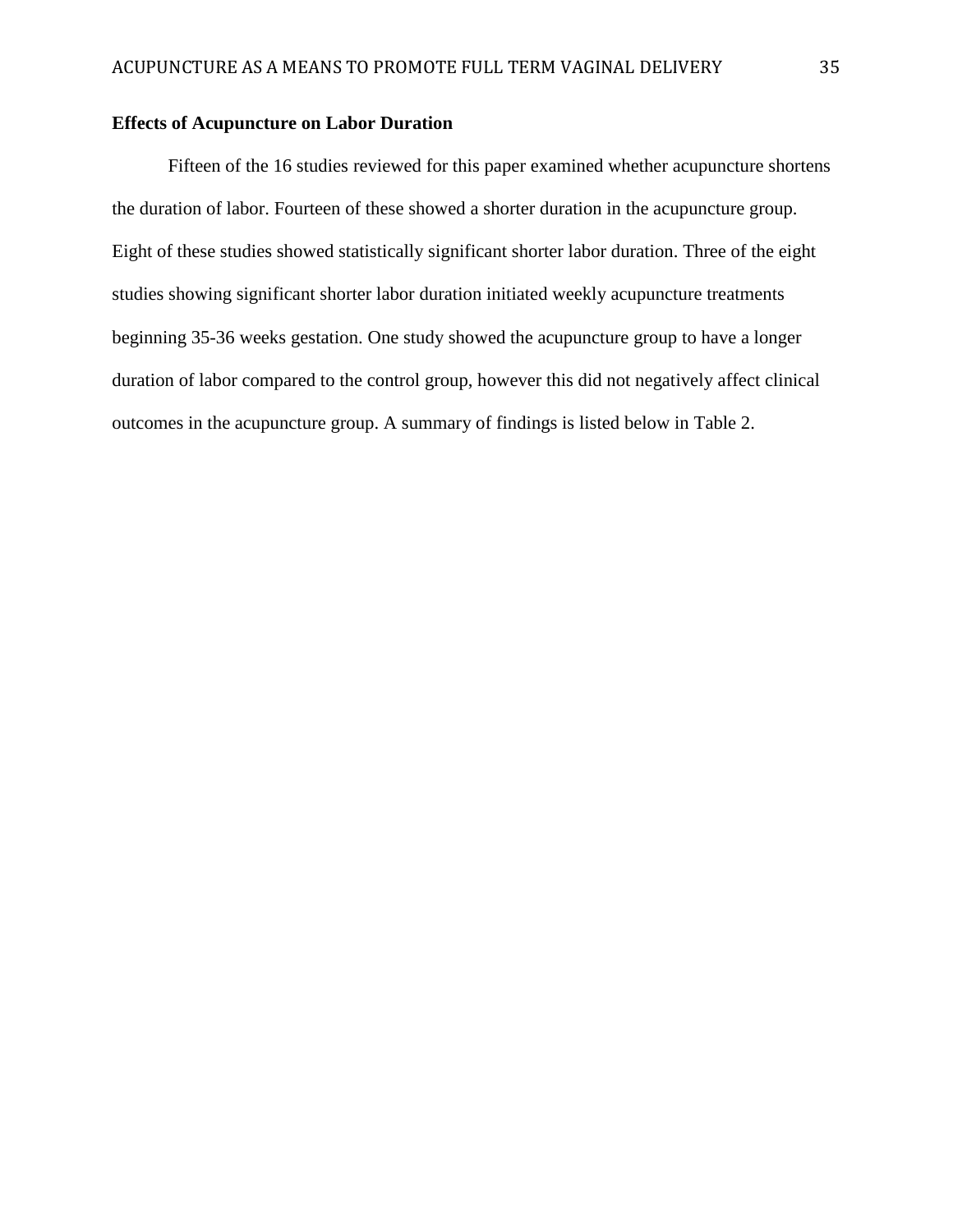## Effects of Acupuncture on Labor Duration

Fifteen of the 16 studies reviewed for this paper examined whether acupuncture shortens the duration of labor. Fourteen of these showed a shorter duration in the acupuncture group. Eight of these studies showed statistically significant shorter labor duration. Three of the eight studies showing significant shorter labor duration initiated weekly acupuncture treatments beginning 35-36 weeks gestation. One study showed the acupuncture group to have a longer duration of labor compared to the control group, however this did not negatively affect clinical outcomes in the acupuncture group. A summary of findings is listed below in Table 2.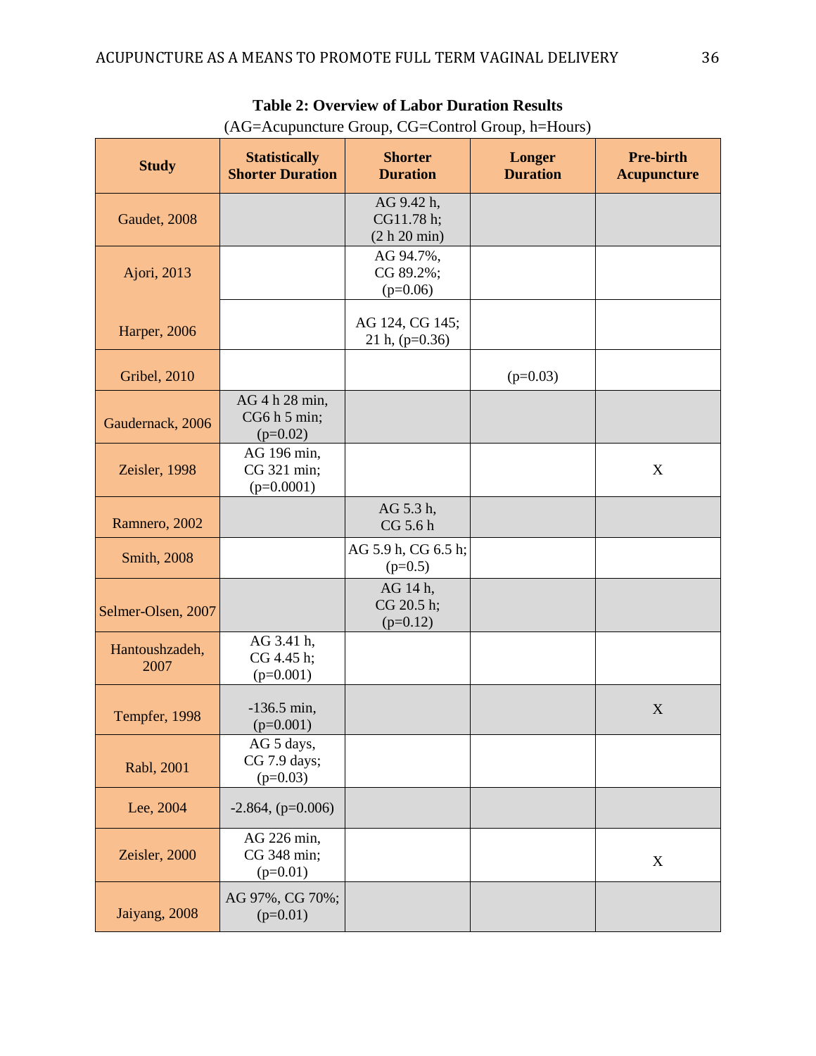**Table 2: Overview of Labor Duration Results**

(AG=Acupuncture Group, CG=Control Group, h=Hours)

| Study | Statistically Shorter Duration | Shorter Duration | Longer Duration | Pre-birth Acupuncture |
|---|---|---|---|---|
| Gaudet, 2008 | | AG 9.42 h, CG11.78 h; (2 h 20 min) | | |
| Ajori, 2013 | | AG 94.7%, CG 89.2%; (p=0.06) | | |
| Harper, 2006 | | AG 124, CG 145; 21 h, (p=0.36) | | |
| Gribel, 2010 | | | (p=0.03) | |
| Gaudernack, 2006 | AG 4 h 28 min, CG6 h 5 min; (p=0.02) | | | |
| Zeisler, 1998 | AG 196 min, CG 321 min; (p=0.0001) | | | X |
| Ramnero, 2002 | | AG 5.3 h, CG 5.6 h | | |
| Smith, 2008 | | AG 5.9 h, CG 6.5 h; (p=0.5) | | |
| Selmer-Olsen, 2007 | | AG 14 h, CG 20.5 h; (p=0.12) | | |
| Hantoushzadeh, 2007 | AG 3.41 h, CG 4.45 h; (p=0.001) | | | |
| Tempfer, 1998 | -136.5 min, (p=0.001) | | | X |
| Rabl, 2001 | AG 5 days, CG 7.9 days; (p=0.03) | | | |
| Lee, 2004 | -2.864, (p=0.006) | | | |
| Zeisler, 2000 | AG 226 min, CG 348 min; (p=0.01) | | | X |
| Jaiyang, 2008 | AG 97%, CG 70%; (p=0.01) | | | |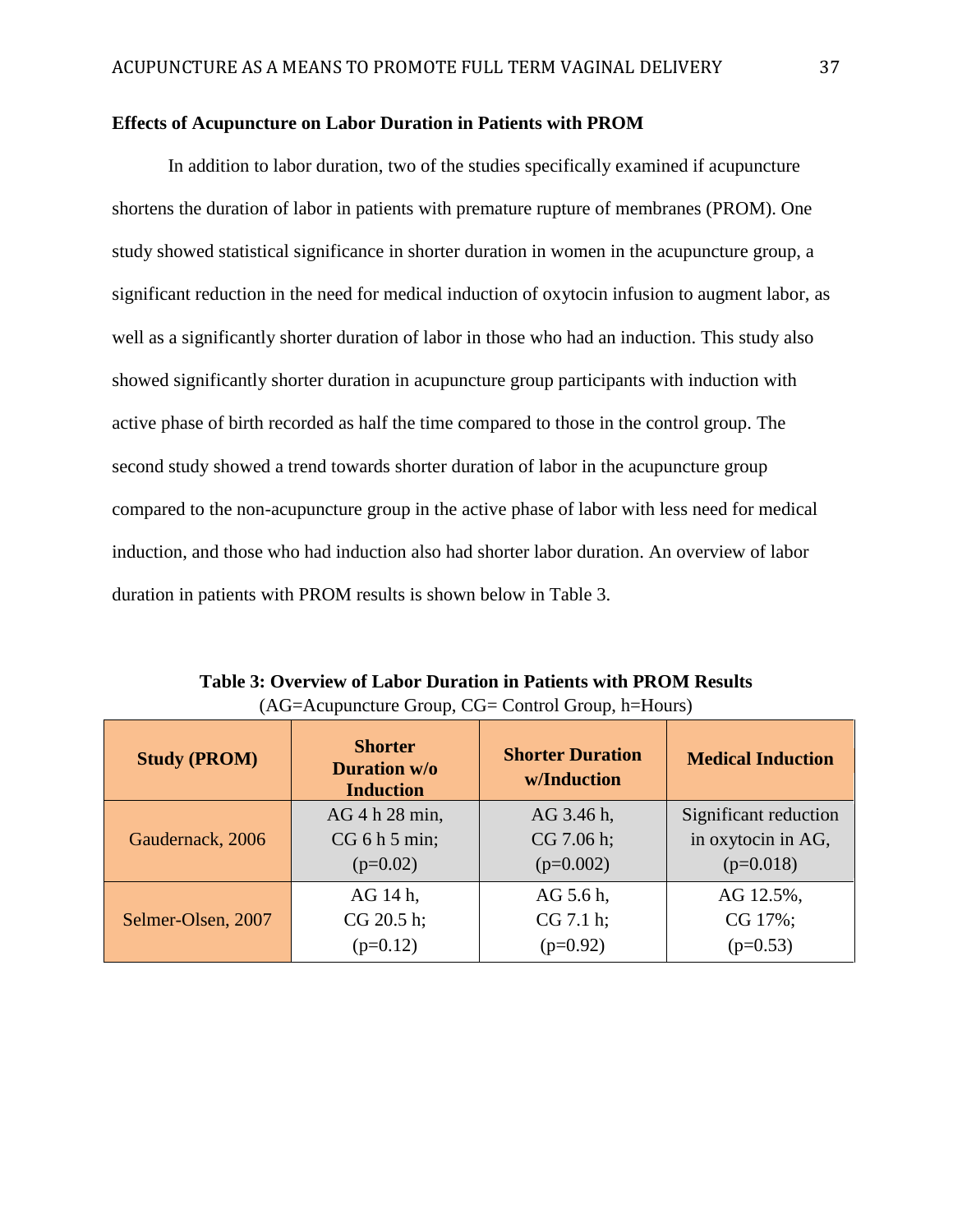### Effects of Acupuncture on Labor Duration in Patients with PROM

In addition to labor duration, two of the studies specifically examined if acupuncture shortens the duration of labor in patients with premature rupture of membranes (PROM). One study showed statistical significance in shorter duration in women in the acupuncture group, a significant reduction in the need for medical induction of oxytocin infusion to augment labor, as well as a significantly shorter duration of labor in those who had an induction. This study also showed significantly shorter duration in acupuncture group participants with induction with active phase of birth recorded as half the time compared to those in the control group. The second study showed a trend towards shorter duration of labor in the acupuncture group compared to the non-acupuncture group in the active phase of labor with less need for medical induction, and those who had induction also had shorter labor duration. An overview of labor duration in patients with PROM results is shown below in Table 3.

**Table 3: Overview of Labor Duration in Patients with PROM Results**
(AG=Acupuncture Group, CG= Control Group, h=Hours)

| Study (PROM) | Shorter Duration w/o Induction | Shorter Duration w/Induction | Medical Induction |
|---|---|---|---|
| Gaudernack, 2006 | AG 4 h 28 min, CG 6 h 5 min; (p=0.02) | AG 3.46 h, CG 7.06 h; (p=0.002) | Significant reduction in oxytocin in AG, (p=0.018) |
| Selmer-Olsen, 2007 | AG 14 h, CG 20.5 h; (p=0.12) | AG 5.6 h, CG 7.1 h; (p=0.92) | AG 12.5%, CG 17%; (p=0.53) |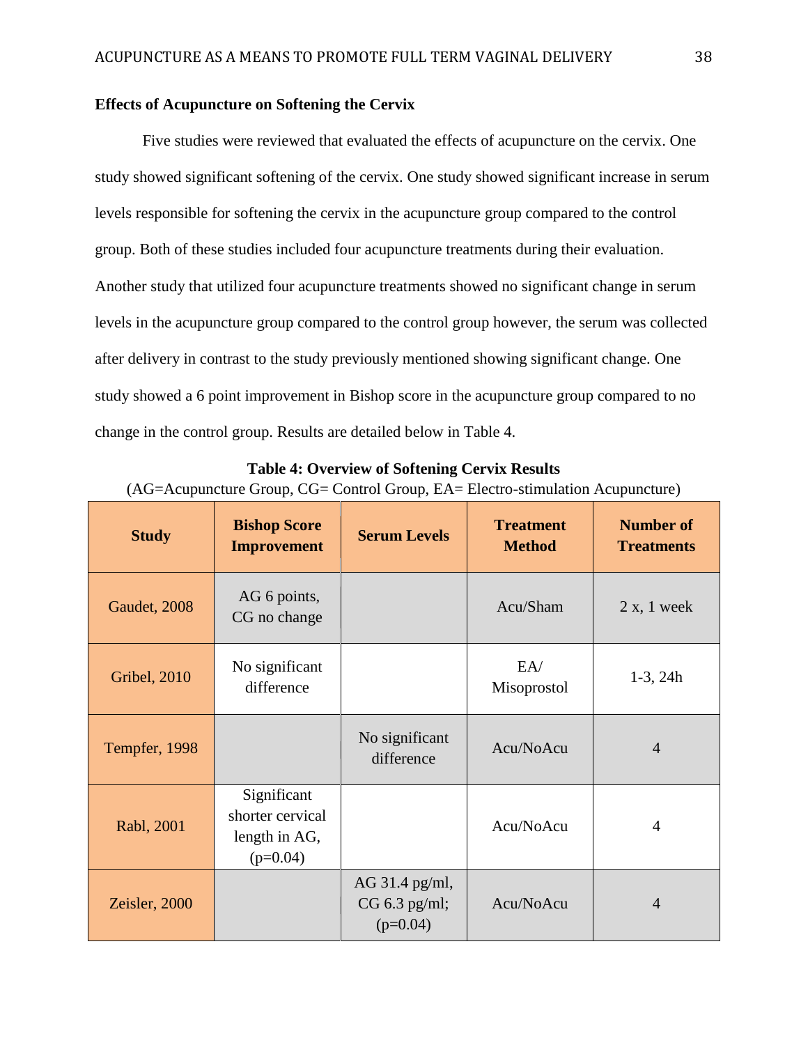**Effects of Acupuncture on Softening the Cervix**

Five studies were reviewed that evaluated the effects of acupuncture on the cervix. One study showed significant softening of the cervix. One study showed significant increase in serum levels responsible for softening the cervix in the acupuncture group compared to the control group. Both of these studies included four acupuncture treatments during their evaluation. Another study that utilized four acupuncture treatments showed no significant change in serum levels in the acupuncture group compared to the control group however, the serum was collected after delivery in contrast to the study previously mentioned showing significant change. One study showed a 6 point improvement in Bishop score in the acupuncture group compared to no change in the control group. Results are detailed below in Table 4.

**Table 4: Overview of Softening Cervix Results**

(AG=Acupuncture Group, CG= Control Group, EA= Electro-stimulation Acupuncture)

| Study | Bishop Score Improvement | Serum Levels | Treatment Method | Number of Treatments |
|---|---|---|---|---|
| Gaudet, 2008 | AG 6 points, CG no change | | Acu/Sham | 2 x, 1 week |
| Gribel, 2010 | No significant difference | | EA/ Misoprostol | 1-3, 24h |
| Tempfer, 1998 | | No significant difference | Acu/NoAcu | 4 |
| Rabl, 2001 | Significant shorter cervical length in AG, ($p=0.04$) | | Acu/NoAcu | 4 |
| Zeisler, 2000 | | AG 31.4 pg/ml, CG 6.3 pg/ml; ($p=0.04$) | Acu/NoAcu | 4 |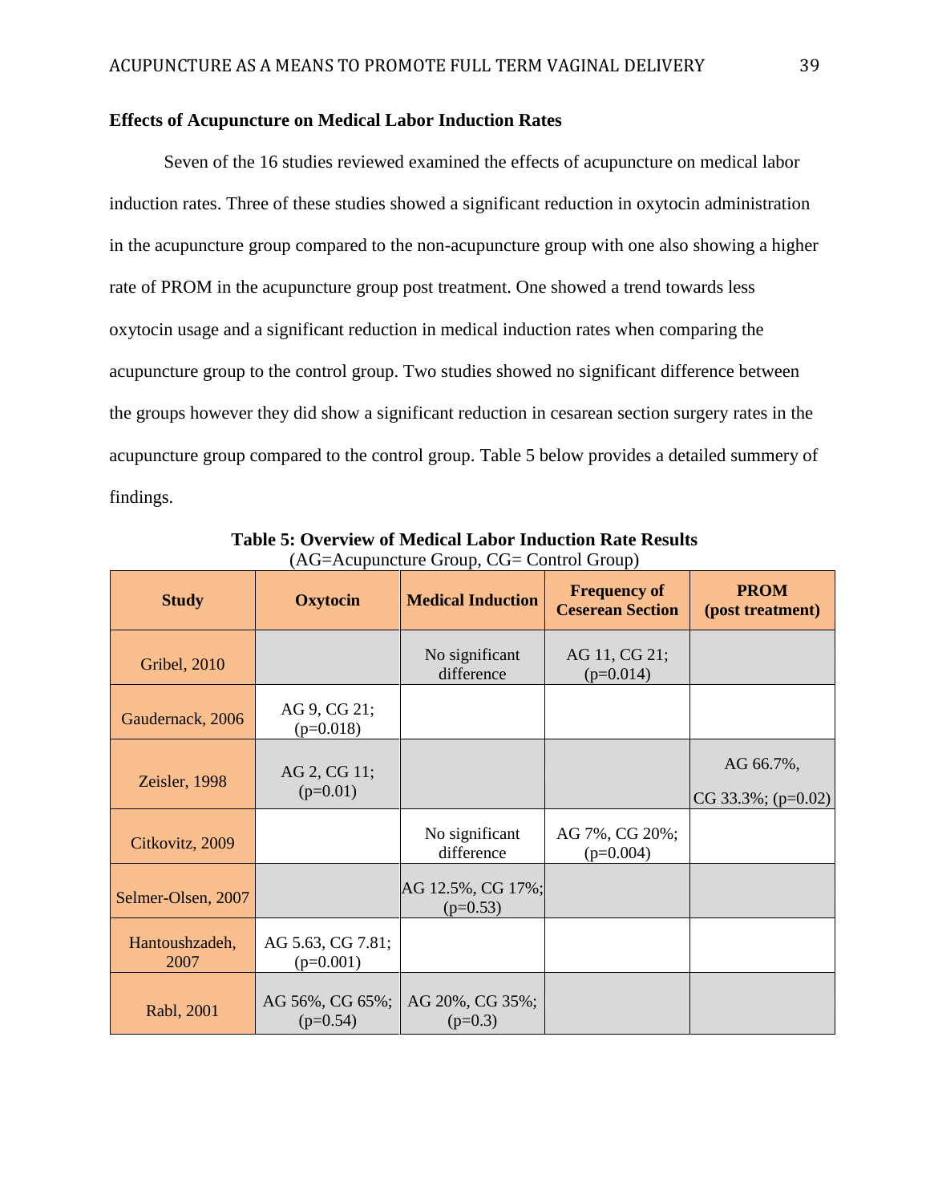### Effects of Acupuncture on Medical Labor Induction Rates

Seven of the 16 studies reviewed examined the effects of acupuncture on medical labor induction rates. Three of these studies showed a significant reduction in oxytocin administration in the acupuncture group compared to the non-acupuncture group with one also showing a higher rate of PROM in the acupuncture group post treatment. One showed a trend towards less oxytocin usage and a significant reduction in medical induction rates when comparing the acupuncture group to the control group. Two studies showed no significant difference between the groups however they did show a significant reduction in cesarean section surgery rates in the acupuncture group compared to the control group. Table 5 below provides a detailed summery of findings.

**Table 5: Overview of Medical Labor Induction Rate Results**
(AG=Acupuncture Group, CG= Control Group)

| Study | Oxytocin | Medical Induction | Frequency of Ceserean Section | PROM (post treatment) |
|---|---|---|---|---|
| Gribel, 2010 | | No significant difference | AG 11, CG 21; (p=0.014) | |
| Gaudernack, 2006 | AG 9, CG 21; (p=0.018) | | | |
| Zeisler, 1998 | AG 2, CG 11; (p=0.01) | | | AG 66.7%, CG 33.3%; (p=0.02) |
| Citkovitz, 2009 | | No significant difference | AG 7%, CG 20%; (p=0.004) | |
| Selmer-Olsen, 2007 | | AG 12.5%, CG 17%; (p=0.53) | | |
| Hantoushzadeh, 2007 | AG 5.63, CG 7.81; (p=0.001) | | | |
| Rabl, 2001 | AG 56%, CG 65%; (p=0.54) | AG 20%, CG 35%; (p=0.3) | | |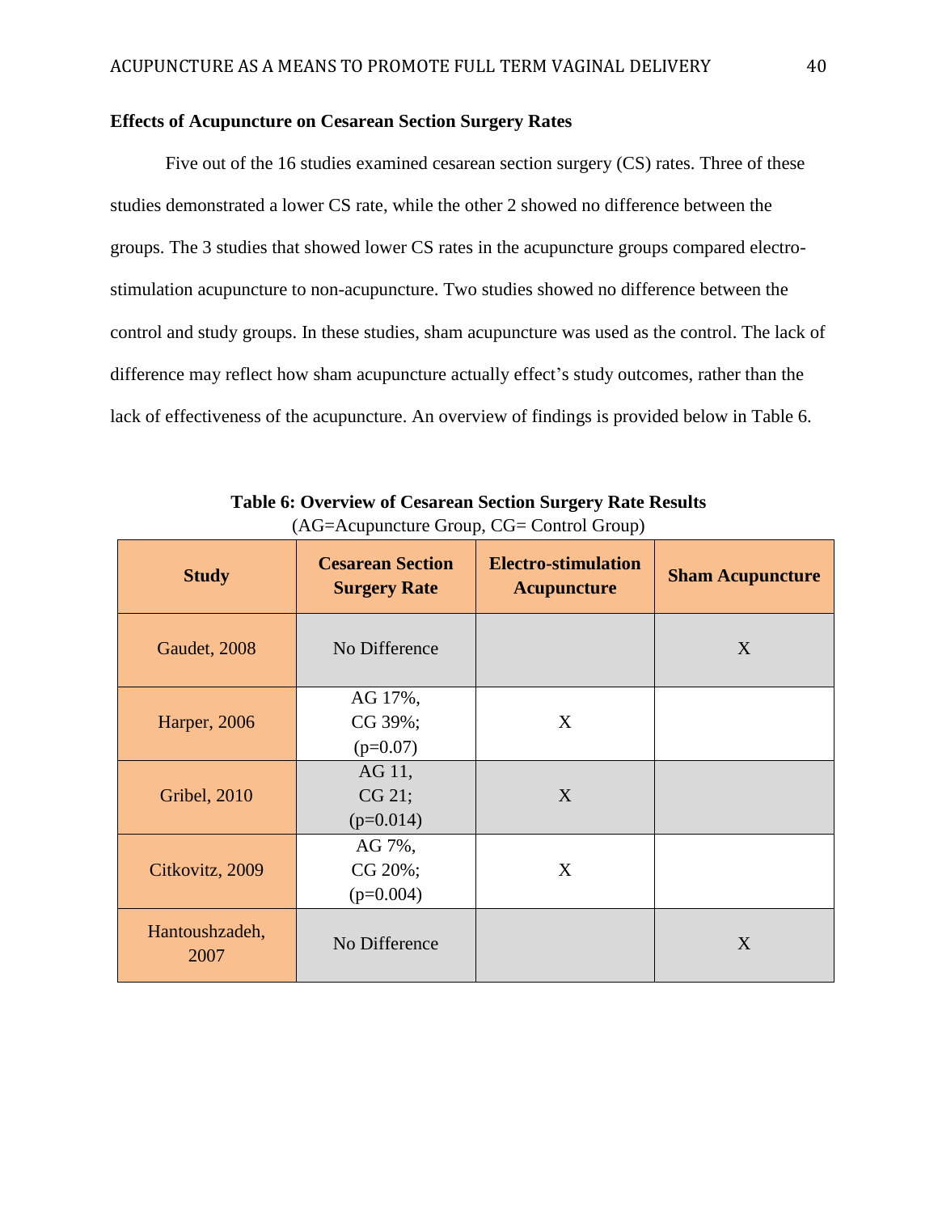**Effects of Acupuncture on Cesarean Section Surgery Rates**

Five out of the 16 studies examined cesarean section surgery (CS) rates. Three of these studies demonstrated a lower CS rate, while the other 2 showed no difference between the groups. The 3 studies that showed lower CS rates in the acupuncture groups compared electro-stimulation acupuncture to non-acupuncture. Two studies showed no difference between the control and study groups. In these studies, sham acupuncture was used as the control. The lack of difference may reflect how sham acupuncture actually effect's study outcomes, rather than the lack of effectiveness of the acupuncture. An overview of findings is provided below in Table 6.

**Table 6: Overview of Cesarean Section Surgery Rate Results**
(AG=Acupuncture Group, CG= Control Group)

| Study | Cesarean Section Surgery Rate | Electro-stimulation Acupuncture | Sham Acupuncture |
|---|---|---|---|
| Gaudet, 2008 | No Difference | | X |
| Harper, 2006 | AG 17%, CG 39%; ($p=0.07$) | X | |
| Gribel, 2010 | AG 11, CG 21; ($p=0.014$) | X | |
| Citkovitz, 2009 | AG 7%, CG 20%; ($p=0.004$) | X | |
| Hantoushzadeh, 2007 | No Difference | | X |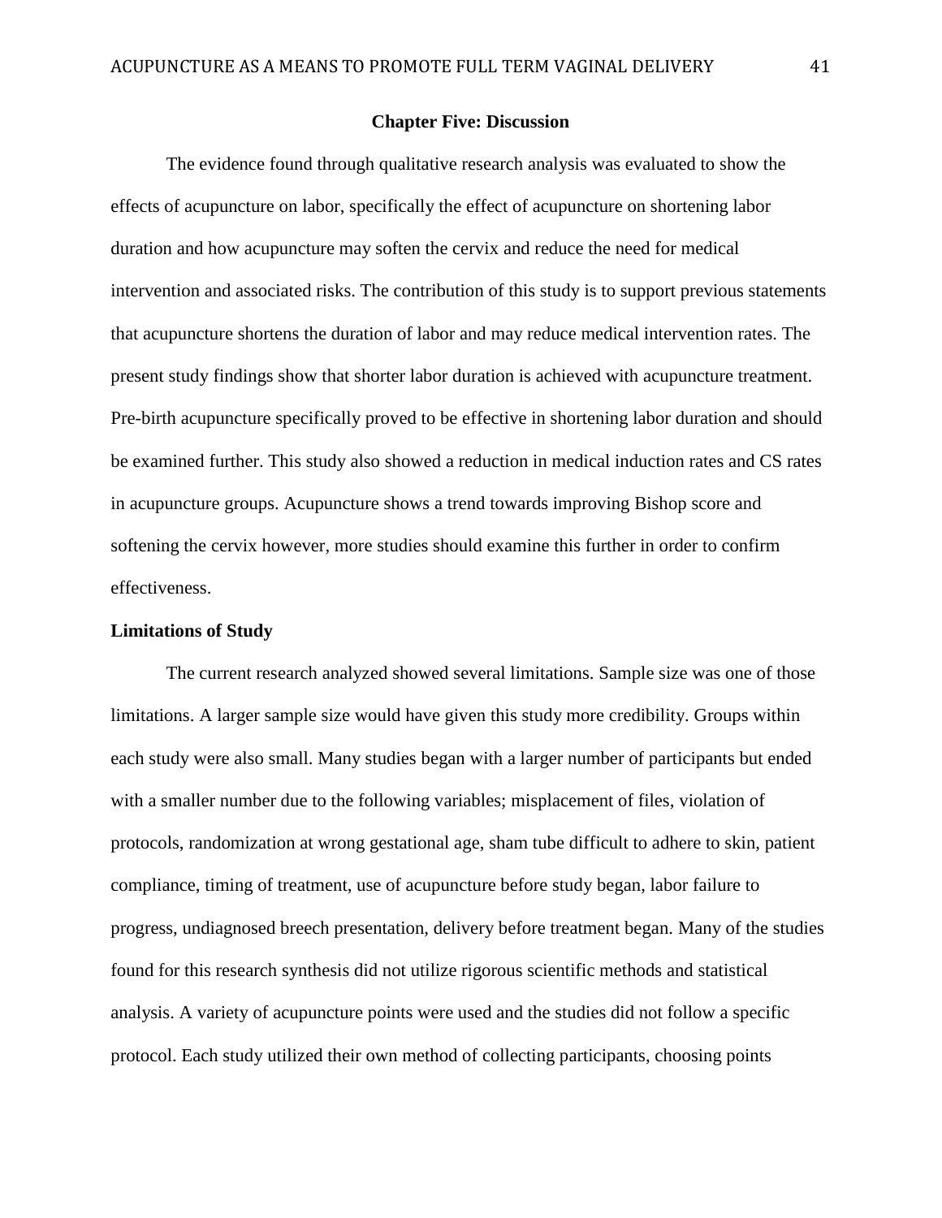## Chapter Five: Discussion

The evidence found through qualitative research analysis was evaluated to show the effects of acupuncture on labor, specifically the effect of acupuncture on shortening labor duration and how acupuncture may soften the cervix and reduce the need for medical intervention and associated risks. The contribution of this study is to support previous statements that acupuncture shortens the duration of labor and may reduce medical intervention rates. The present study findings show that shorter labor duration is achieved with acupuncture treatment. Pre-birth acupuncture specifically proved to be effective in shortening labor duration and should be examined further. This study also showed a reduction in medical induction rates and CS rates in acupuncture groups. Acupuncture shows a trend towards improving Bishop score and softening the cervix however, more studies should examine this further in order to confirm effectiveness.

### Limitations of Study

The current research analyzed showed several limitations. Sample size was one of those limitations. A larger sample size would have given this study more credibility. Groups within each study were also small. Many studies began with a larger number of participants but ended with a smaller number due to the following variables; misplacement of files, violation of protocols, randomization at wrong gestational age, sham tube difficult to adhere to skin, patient compliance, timing of treatment, use of acupuncture before study began, labor failure to progress, undiagnosed breech presentation, delivery before treatment began. Many of the studies found for this research synthesis did not utilize rigorous scientific methods and statistical analysis. A variety of acupuncture points were used and the studies did not follow a specific protocol. Each study utilized their own method of collecting participants, choosing points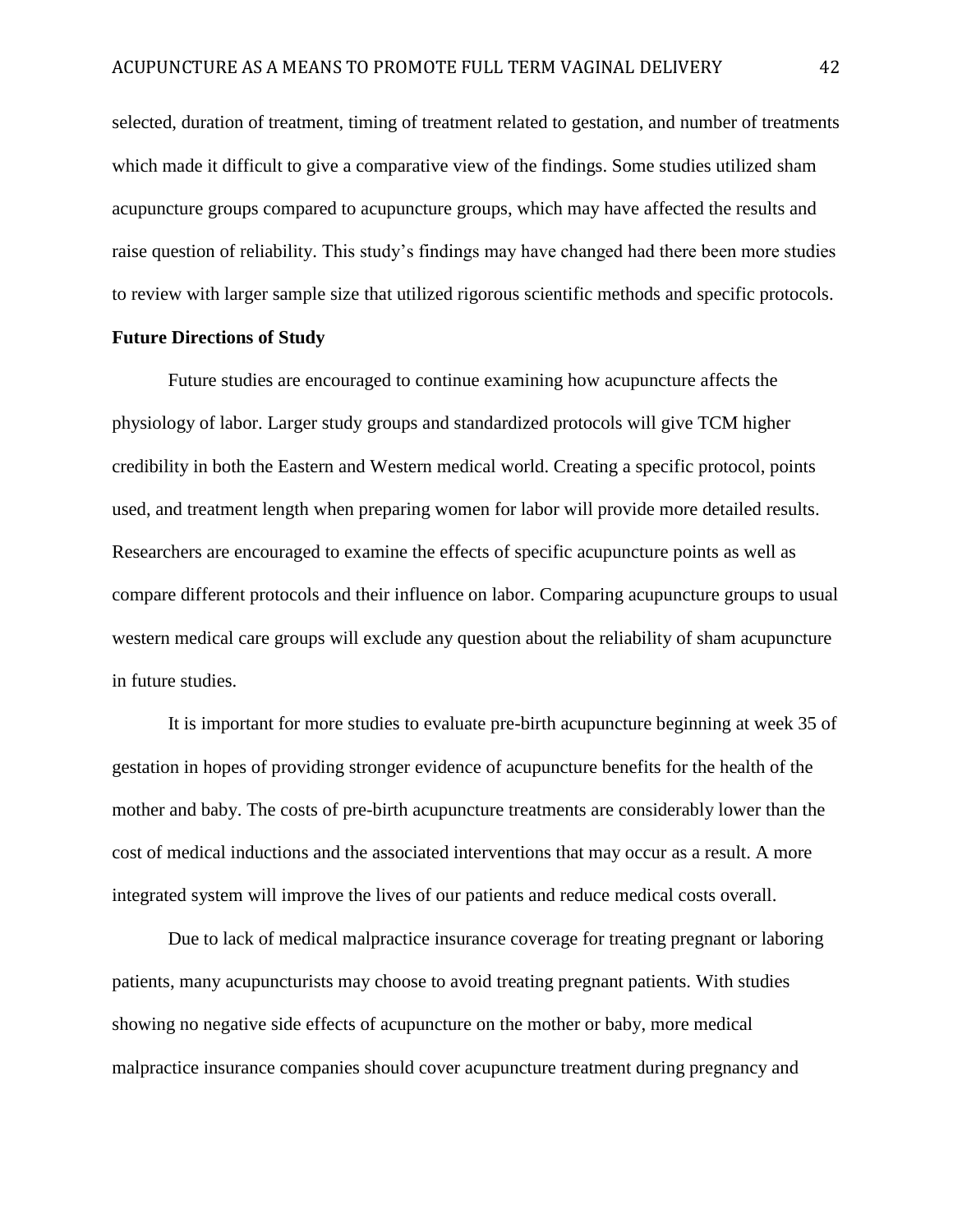selected, duration of treatment, timing of treatment related to gestation, and number of treatments which made it difficult to give a comparative view of the findings. Some studies utilized sham acupuncture groups compared to acupuncture groups, which may have affected the results and raise question of reliability. This study's findings may have changed had there been more studies to review with larger sample size that utilized rigorous scientific methods and specific protocols.

**Future Directions of Study**

Future studies are encouraged to continue examining how acupuncture affects the physiology of labor. Larger study groups and standardized protocols will give TCM higher credibility in both the Eastern and Western medical world. Creating a specific protocol, points used, and treatment length when preparing women for labor will provide more detailed results. Researchers are encouraged to examine the effects of specific acupuncture points as well as compare different protocols and their influence on labor. Comparing acupuncture groups to usual western medical care groups will exclude any question about the reliability of sham acupuncture in future studies.

It is important for more studies to evaluate pre-birth acupuncture beginning at week 35 of gestation in hopes of providing stronger evidence of acupuncture benefits for the health of the mother and baby. The costs of pre-birth acupuncture treatments are considerably lower than the cost of medical inductions and the associated interventions that may occur as a result. A more integrated system will improve the lives of our patients and reduce medical costs overall.

Due to lack of medical malpractice insurance coverage for treating pregnant or laboring patients, many acupuncturists may choose to avoid treating pregnant patients. With studies showing no negative side effects of acupuncture on the mother or baby, more medical malpractice insurance companies should cover acupuncture treatment during pregnancy and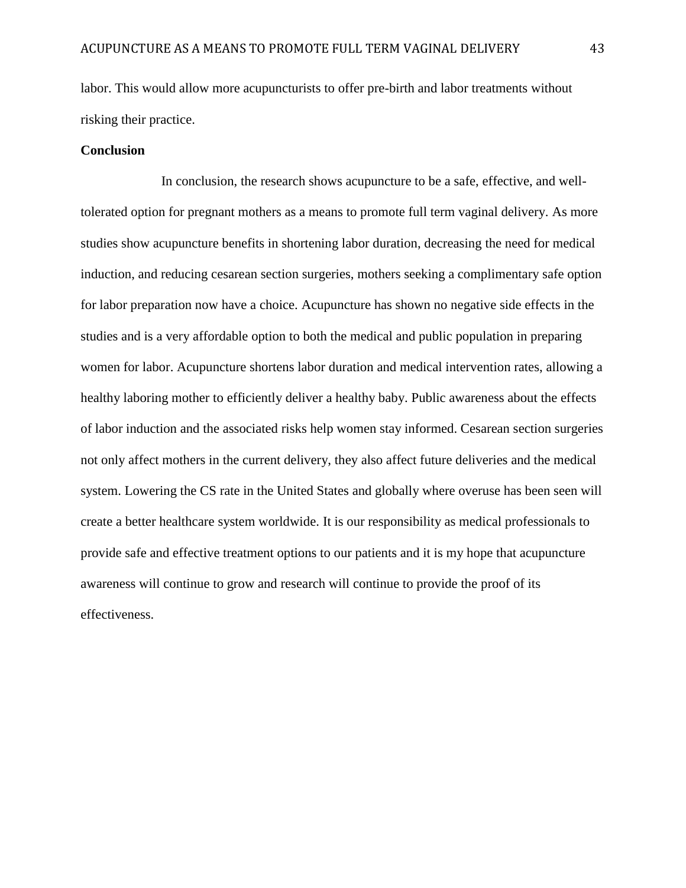labor. This would allow more acupuncturists to offer pre-birth and labor treatments without risking their practice.

## Conclusion

In conclusion, the research shows acupuncture to be a safe, effective, and well-tolerated option for pregnant mothers as a means to promote full term vaginal delivery. As more studies show acupuncture benefits in shortening labor duration, decreasing the need for medical induction, and reducing cesarean section surgeries, mothers seeking a complimentary safe option for labor preparation now have a choice. Acupuncture has shown no negative side effects in the studies and is a very affordable option to both the medical and public population in preparing women for labor. Acupuncture shortens labor duration and medical intervention rates, allowing a healthy laboring mother to efficiently deliver a healthy baby. Public awareness about the effects of labor induction and the associated risks help women stay informed. Cesarean section surgeries not only affect mothers in the current delivery, they also affect future deliveries and the medical system. Lowering the CS rate in the United States and globally where overuse has been seen will create a better healthcare system worldwide. It is our responsibility as medical professionals to provide safe and effective treatment options to our patients and it is my hope that acupuncture awareness will continue to grow and research will continue to provide the proof of its effectiveness.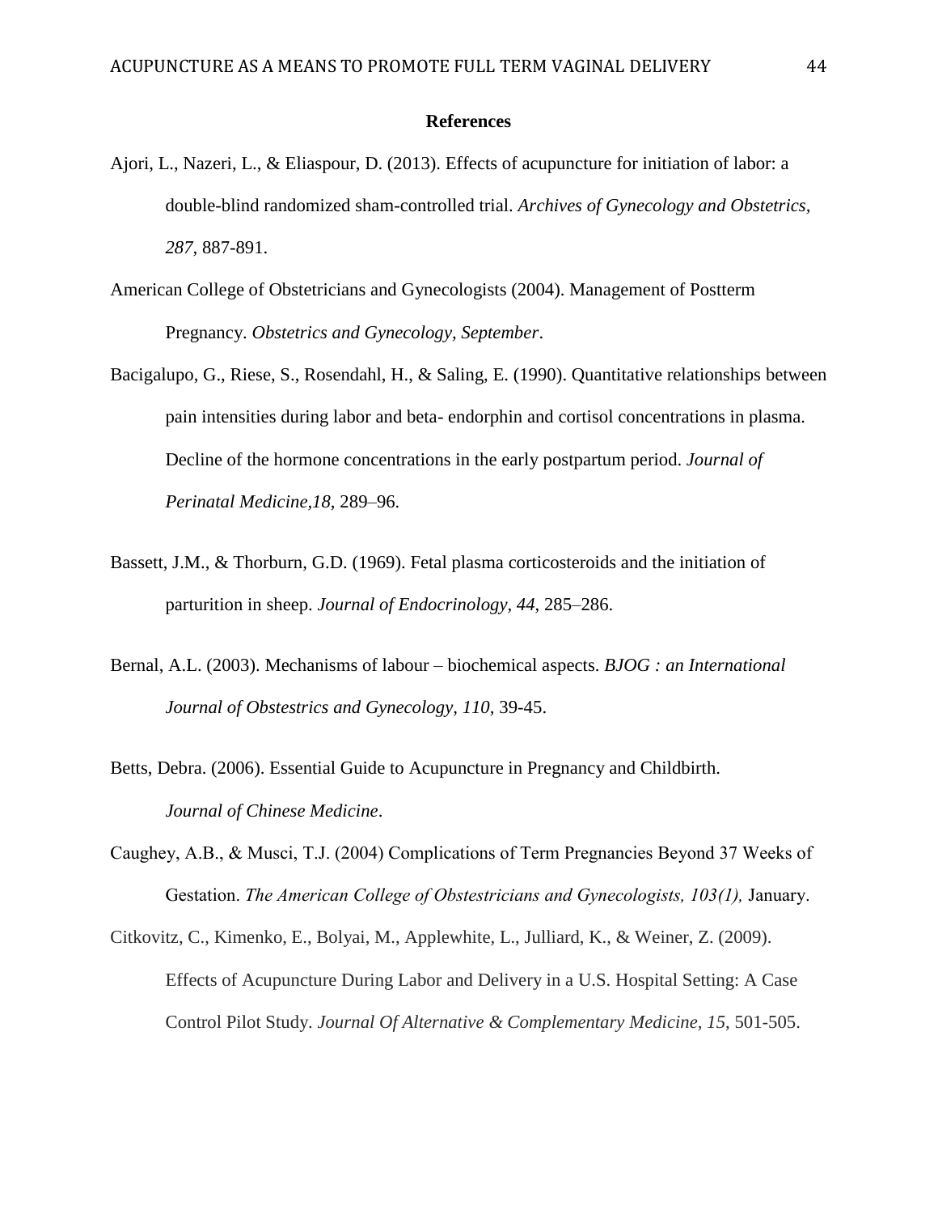## References

Ajori, L., Nazeri, L., & Eliaspour, D. (2013). Effects of acupuncture for initiation of labor: a double-blind randomized sham-controlled trial. *Archives of Gynecology and Obstetrics, 287*, 887-891.

American College of Obstetricians and Gynecologists (2004). Management of Postterm Pregnancy. *Obstetrics and Gynecology, September*.

Bacigalupo, G., Riese, S., Rosendahl, H., & Saling, E. (1990). Quantitative relationships between pain intensities during labor and beta- endorphin and cortisol concentrations in plasma. Decline of the hormone concentrations in the early postpartum period. *Journal of Perinatal Medicine,18*, 289–96.

Bassett, J.M., & Thorburn, G.D. (1969). Fetal plasma corticosteroids and the initiation of parturition in sheep. *Journal of Endocrinology, 44*, 285–286.

Bernal, A.L. (2003). Mechanisms of labour – biochemical aspects. *BJOG : an International Journal of Obstestrics and Gynecology, 110,* 39-45.

Betts, Debra. (2006). Essential Guide to Acupuncture in Pregnancy and Childbirth. *Journal of Chinese Medicine*.

Caughey, A.B., & Musci, T.J. (2004) Complications of Term Pregnancies Beyond 37 Weeks of Gestation. *The American College of Obstestricians and Gynecologists, 103(1),* January.

Citkovitz, C., Kimenko, E., Bolyai, M., Applewhite, L., Julliard, K., & Weiner, Z. (2009). Effects of Acupuncture During Labor and Delivery in a U.S. Hospital Setting: A Case Control Pilot Study. *Journal Of Alternative & Complementary Medicine, 15*, 501-505.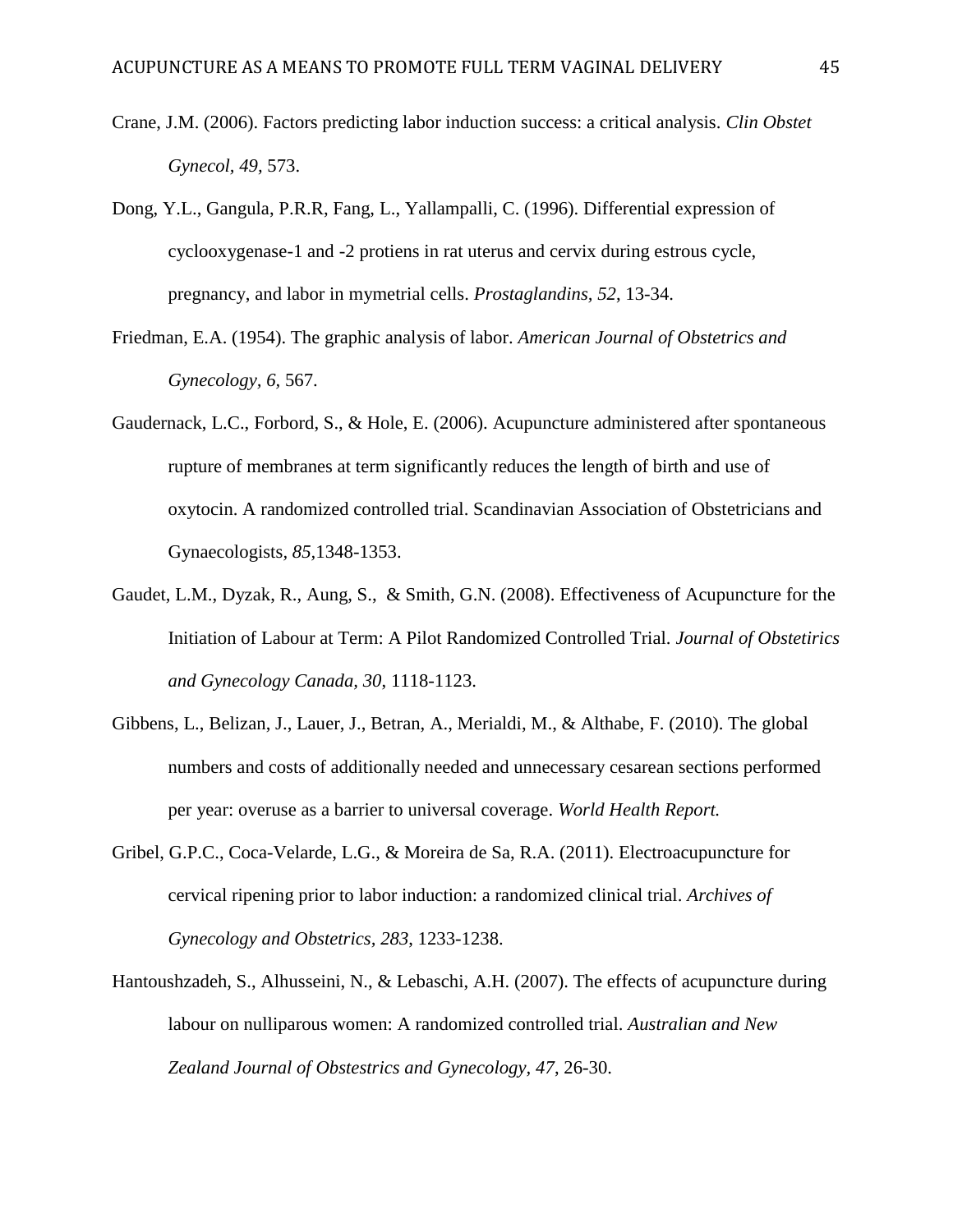Crane, J.M. (2006). Factors predicting labor induction success: a critical analysis. *Clin Obstet Gynecol*, *49*, 573.

Dong, Y.L., Gangula, P.R.R, Fang, L., Yallampalli, C. (1996). Differential expression of cyclooxygenase-1 and -2 protiens in rat uterus and cervix during estrous cycle, pregnancy, and labor in mymetrial cells. *Prostaglandins, 52*, 13-34.

Friedman, E.A. (1954). The graphic analysis of labor. *American Journal of Obstetrics and Gynecology*, *6*, 567.

Gaudernack, L.C., Forbord, S., & Hole, E. (2006). Acupuncture administered after spontaneous rupture of membranes at term significantly reduces the length of birth and use of oxytocin. A randomized controlled trial. Scandinavian Association of Obstetricians and Gynaecologists, *85*,1348-1353.

Gaudet, L.M., Dyzak, R., Aung, S., & Smith, G.N. (2008). Effectiveness of Acupuncture for the Initiation of Labour at Term: A Pilot Randomized Controlled Trial. *Journal of Obstetirics and Gynecology Canada, 30*, 1118-1123.

Gibbens, L., Belizan, J., Lauer, J., Betran, A., Merialdi, M., & Althabe, F. (2010). The global numbers and costs of additionally needed and unnecessary cesarean sections performed per year: overuse as a barrier to universal coverage. *World Health Report.*

Gribel, G.P.C., Coca-Velarde, L.G., & Moreira de Sa, R.A. (2011). Electroacupuncture for cervical ripening prior to labor induction: a randomized clinical trial. *Archives of Gynecology and Obstetrics, 283*, 1233-1238.

Hantoushzadeh, S., Alhusseini, N., & Lebaschi, A.H. (2007). The effects of acupuncture during labour on nulliparous women: A randomized controlled trial. *Australian and New Zealand Journal of Obstestrics and Gynecology, 47*, 26-30.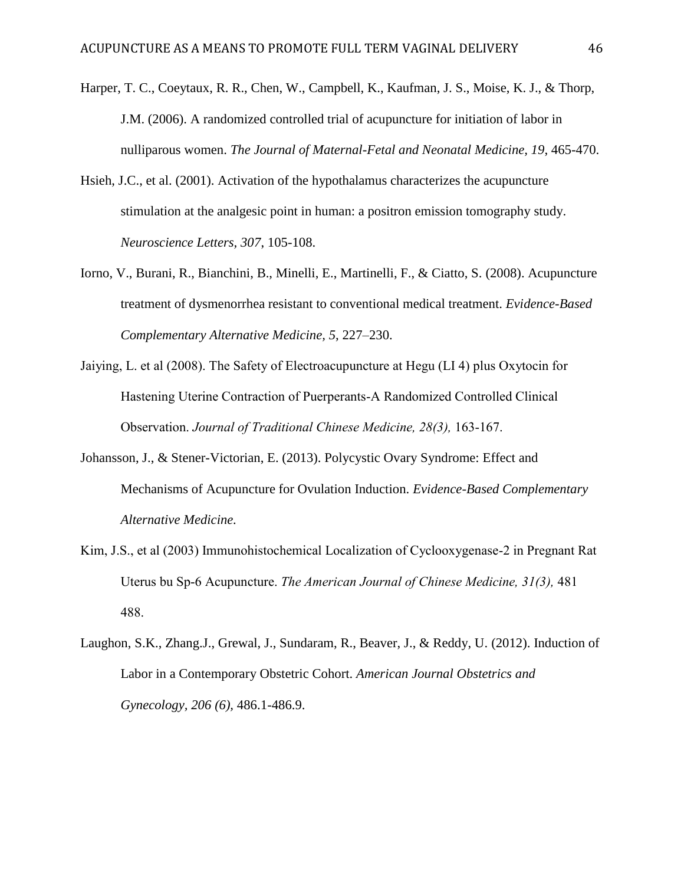Harper, T. C., Coeytaux, R. R., Chen, W., Campbell, K., Kaufman, J. S., Moise, K. J., & Thorp, J.M. (2006). A randomized controlled trial of acupuncture for initiation of labor in nulliparous women. *The Journal of Maternal-Fetal and Neonatal Medicine, 19*, 465-470.

Hsieh, J.C., et al. (2001). Activation of the hypothalamus characterizes the acupuncture stimulation at the analgesic point in human: a positron emission tomography study. *Neuroscience Letters*, *307*, 105-108.

Iorno, V., Burani, R., Bianchini, B., Minelli, E., Martinelli, F., & Ciatto, S. (2008). Acupuncture treatment of dysmenorrhea resistant to conventional medical treatment. *Evidence-Based Complementary Alternative Medicine, 5*, 227–230.

Jaiying, L. et al (2008). The Safety of Electroacupuncture at Hegu (LI 4) plus Oxytocin for Hastening Uterine Contraction of Puerperants-A Randomized Controlled Clinical Observation. *Journal of Traditional Chinese Medicine, 28(3),* 163-167.

Johansson, J., & Stener-Victorian, E. (2013). Polycystic Ovary Syndrome: Effect and Mechanisms of Acupuncture for Ovulation Induction. *Evidence-Based Complementary Alternative Medicine.*

Kim, J.S., et al (2003) Immunohistochemical Localization of Cyclooxygenase-2 in Pregnant Rat Uterus bu Sp-6 Acupuncture. *The American Journal of Chinese Medicine, 31(3),* 481 488.

Laughon, S.K., Zhang.J., Grewal, J., Sundaram, R., Beaver, J., & Reddy, U. (2012). Induction of Labor in a Contemporary Obstetric Cohort. *American Journal Obstetrics and Gynecology*, *206 (6)*, 486.1-486.9.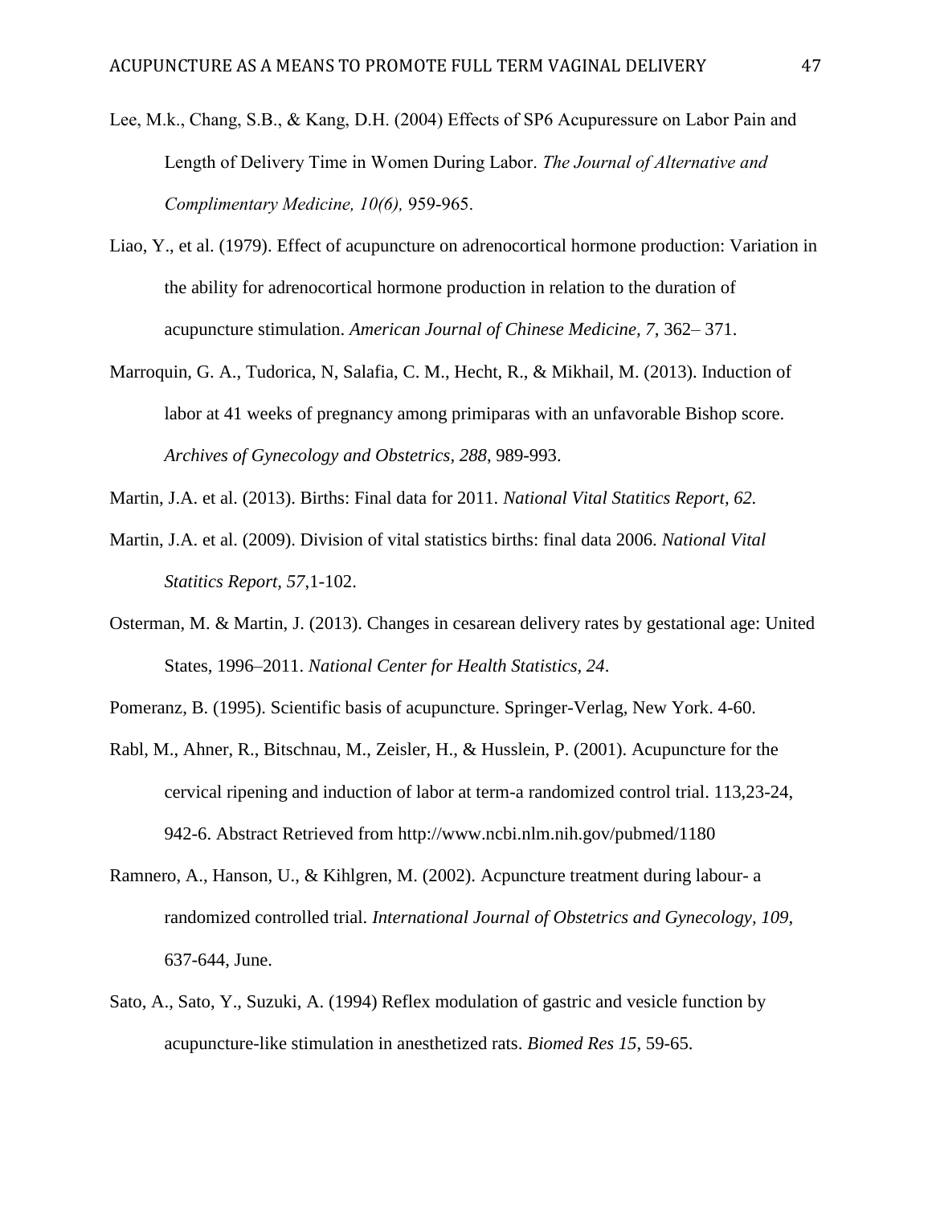Lee, M.k., Chang, S.B., & Kang, D.H. (2004) Effects of SP6 Acupuressure on Labor Pain and Length of Delivery Time in Women During Labor. *The Journal of Alternative and Complimentary Medicine, 10(6),* 959-965.

Liao, Y., et al. (1979). Effect of acupuncture on adrenocortical hormone production: Variation in the ability for adrenocortical hormone production in relation to the duration of acupuncture stimulation. *American Journal of Chinese Medicine, 7*, 362– 371.

Marroquin, G. A., Tudorica, N, Salafia, C. M., Hecht, R., & Mikhail, M. (2013). Induction of labor at 41 weeks of pregnancy among primiparas with an unfavorable Bishop score. *Archives of Gynecology and Obstetrics, 288*, 989-993.

Martin, J.A. et al. (2013). Births: Final data for 2011. *National Vital Statitics Report, 62.*

Martin, J.A. et al. (2009). Division of vital statistics births: final data 2006. *National Vital Statitics Report, 57*,1-102.

Osterman, M. & Martin, J. (2013). Changes in cesarean delivery rates by gestational age: United States, 1996–2011. *National Center for Health Statistics, 24*.

Pomeranz, B. (1995). Scientific basis of acupuncture. Springer-Verlag, New York. 4-60.

Rabl, M., Ahner, R., Bitschnau, M., Zeisler, H., & Husslein, P. (2001). Acupuncture for the cervical ripening and induction of labor at term-a randomized control trial. 113,23-24, 942-6. Abstract Retrieved from http://www.ncbi.nlm.nih.gov/pubmed/1180

Ramnero, A., Hanson, U., & Kihlgren, M. (2002). Acpuncture treatment during labour- a randomized controlled trial. *International Journal of Obstetrics and Gynecology, 109*, 637-644, June.

Sato, A., Sato, Y., Suzuki, A. (1994) Reflex modulation of gastric and vesicle function by acupuncture-like stimulation in anesthetized rats. *Biomed Res 15*, 59-65.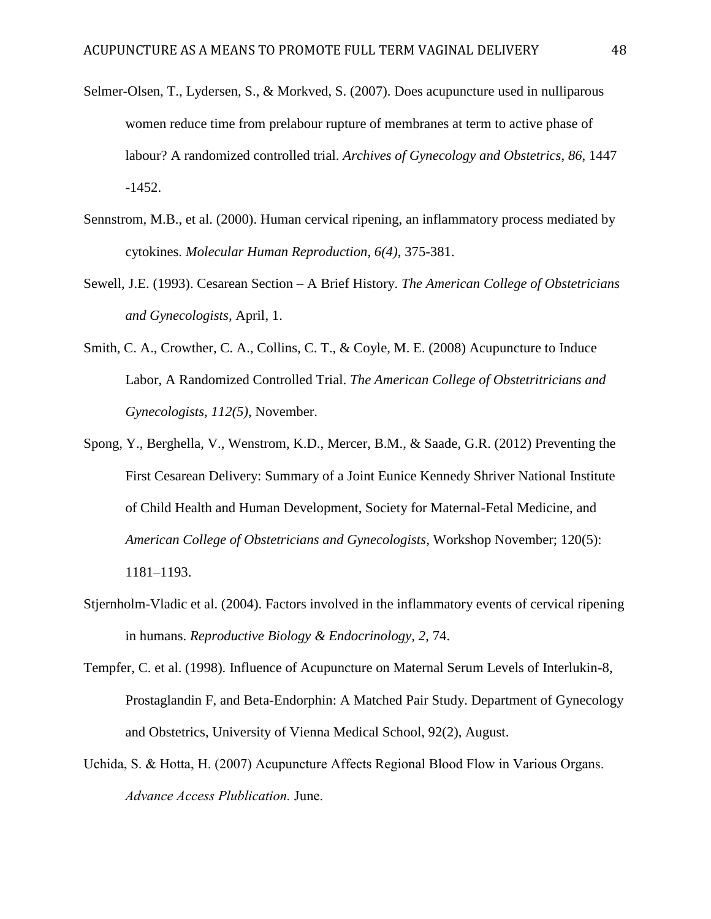Selmer-Olsen, T., Lydersen, S., & Morkved, S. (2007). Does acupuncture used in nulliparous women reduce time from prelabour rupture of membranes at term to active phase of labour? A randomized controlled trial. *Archives of Gynecology and Obstetrics*, *86*, 1447 -1452.

Sennstrom, M.B., et al. (2000). Human cervical ripening, an inflammatory process mediated by cytokines. *Molecular Human Reproduction, 6(4)*, 375-381.

Sewell, J.E. (1993). Cesarean Section – A Brief History. *The American College of Obstetricians and Gynecologists,* April, 1.

Smith, C. A., Crowther, C. A., Collins, C. T., & Coyle, M. E. (2008) Acupuncture to Induce Labor, A Randomized Controlled Trial. *The American College of Obstetritricians and Gynecologists, 112(5)*, November.

Spong, Y., Berghella, V., Wenstrom, K.D., Mercer, B.M., & Saade, G.R. (2012) Preventing the First Cesarean Delivery: Summary of a Joint Eunice Kennedy Shriver National Institute of Child Health and Human Development, Society for Maternal-Fetal Medicine, and *American College of Obstetricians and Gynecologists*, Workshop November; 120(5): 1181–1193.

Stjernholm-Vladic et al. (2004). Factors involved in the inflammatory events of cervical ripening in humans. *Reproductive Biology & Endocrinology, 2*, 74.

Tempfer, C. et al. (1998). Influence of Acupuncture on Maternal Serum Levels of Interlukin-8, Prostaglandin F, and Beta-Endorphin: A Matched Pair Study. Department of Gynecology and Obstetrics, University of Vienna Medical School, 92(2), August.

Uchida, S. & Hotta, H. (2007) Acupuncture Affects Regional Blood Flow in Various Organs. *Advance Access Plublication.* June.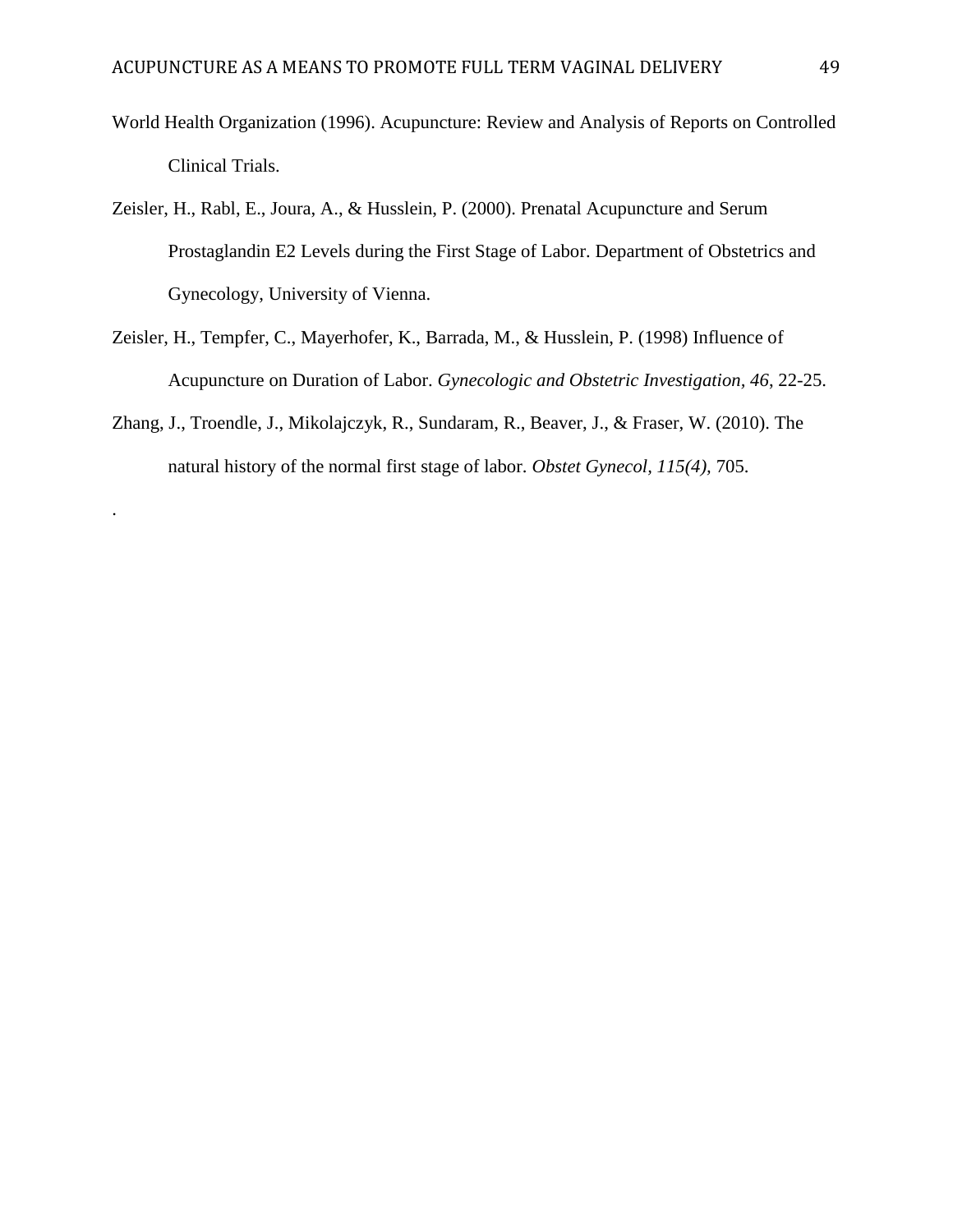World Health Organization (1996). Acupuncture: Review and Analysis of Reports on Controlled Clinical Trials.

Zeisler, H., Rabl, E., Joura, A., & Husslein, P. (2000). Prenatal Acupuncture and Serum Prostaglandin E2 Levels during the First Stage of Labor. Department of Obstetrics and Gynecology, University of Vienna.

Zeisler, H., Tempfer, C., Mayerhofer, K., Barrada, M., & Husslein, P. (1998) Influence of Acupuncture on Duration of Labor. *Gynecologic and Obstetric Investigation, 46*, 22-25.

Zhang, J., Troendle, J., Mikolajczyk, R., Sundaram, R., Beaver, J., & Fraser, W. (2010). The natural history of the normal first stage of labor. *Obstet Gynecol, 115(4),* 705.

.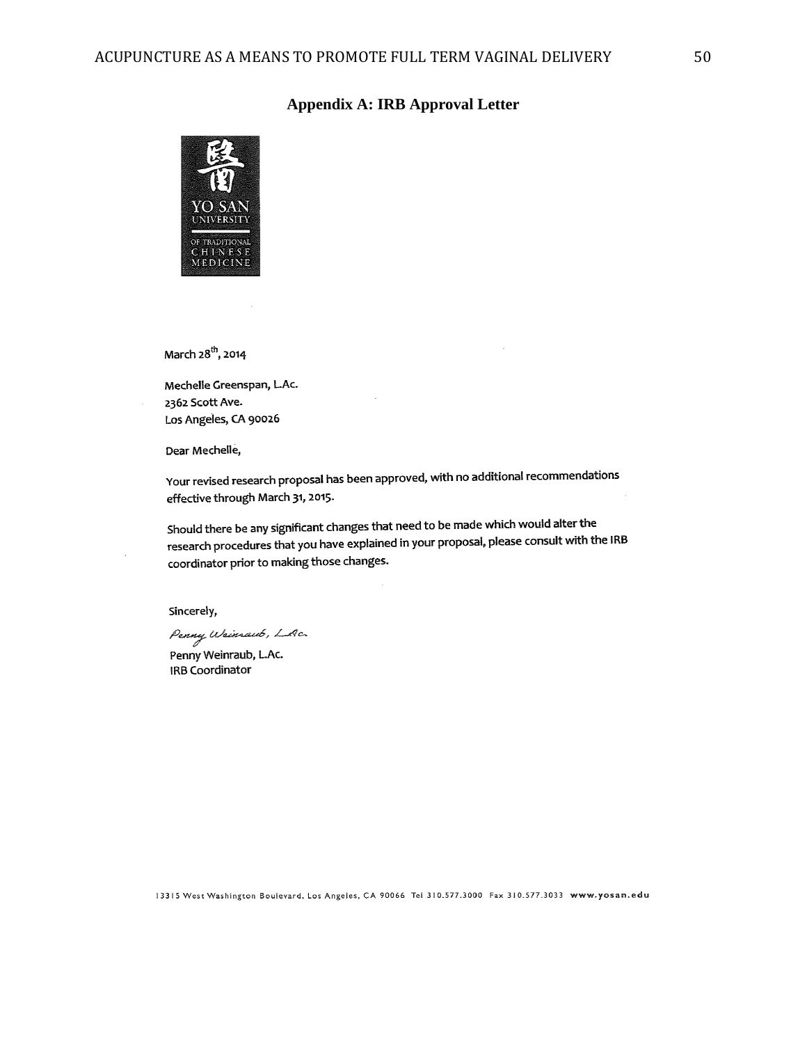## Appendix A: IRB Approval Letter

YO SAN UNIVERSITY OF TRADITIONAL CHINESE MEDICINE

March 28th, 2014

Mechelle Greenspan, L.Ac.
2362 Scott Ave.
Los Angeles, CA 90026

Dear Mechelle,

Your revised research proposal has been approved, with no additional recommendations effective through March 31, 2015.

Should there be any significant changes that need to be made which would alter the research procedures that you have explained in your proposal, please consult with the IRB coordinator prior to making those changes.

Sincerely,

*Penny Weinraub, L.Ac.*

Penny Weinraub, L.Ac.
IRB Coordinator

13315 West Washington Boulevard, Los Angeles, CA 90066 Tel 310.577.3000 Fax 310.577.3033 **www.yosan.edu**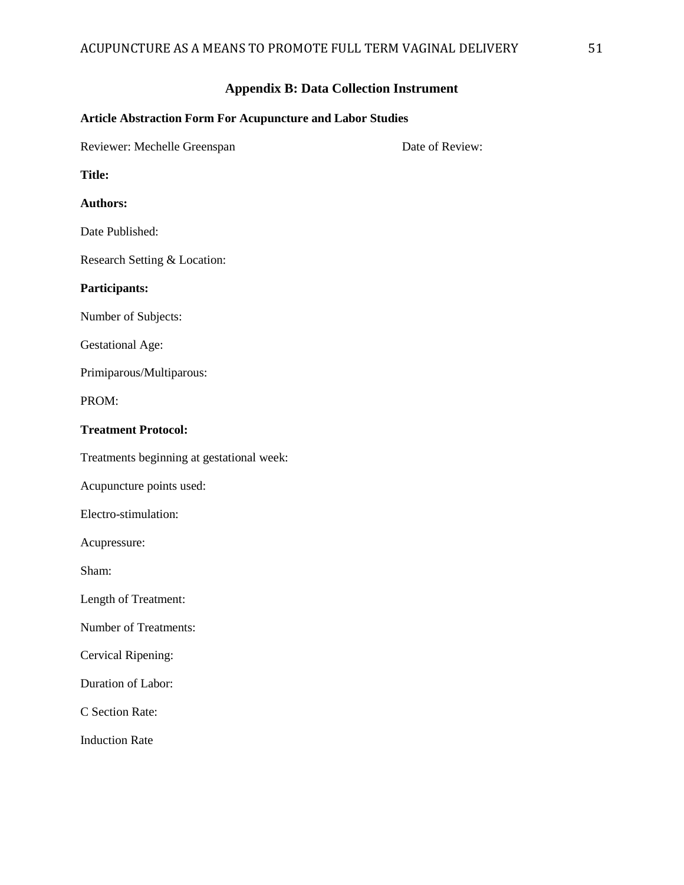## Appendix B: Data Collection Instrument

**Article Abstraction Form For Acupuncture and Labor Studies**

Reviewer: Mechelle Greenspan　　　　　　Date of Review:

**Title:**

**Authors:**

Date Published:

Research Setting & Location:

**Participants:**

Number of Subjects:

Gestational Age:

Primiparous/Multiparous:

PROM:

**Treatment Protocol:**

Treatments beginning at gestational week:

Acupuncture points used:

Electro-stimulation:

Acupressure:

Sham:

Length of Treatment:

Number of Treatments:

Cervical Ripening:

Duration of Labor:

C Section Rate:

Induction Rate